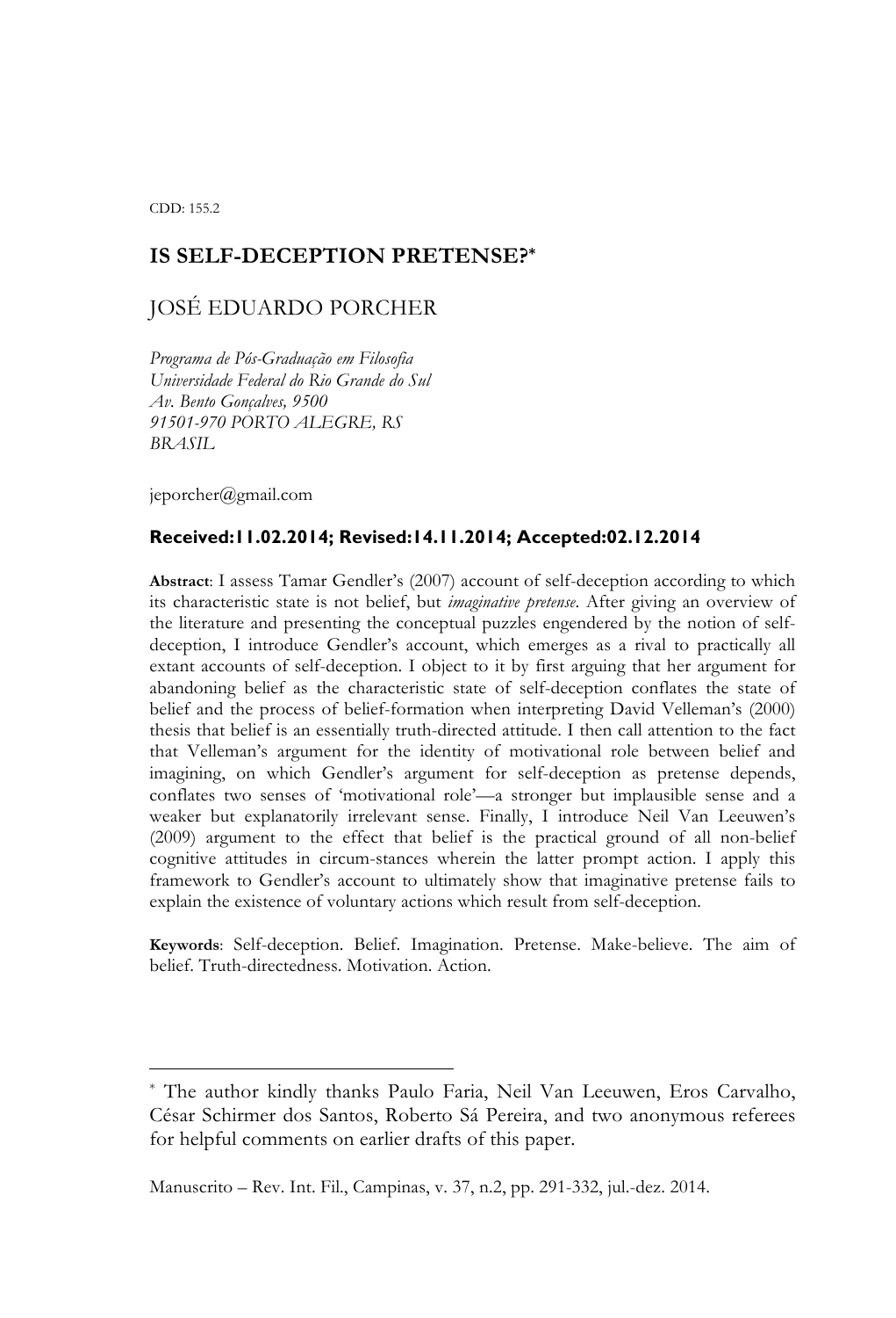CDD: 155.2

# IS SELF-DECEPTION PRETENSE?*

JOSÉ EDUARDO PORCHER

*Programa de Pós-Graduação em Filosofia*
*Universidade Federal do Rio Grande do Sul*
*Av. Bento Gonçalves, 9500*
*91501-970 PORTO ALEGRE, RS*
*BRASIL*

jeporcher@gmail.com

**Received:11.02.2014; Revised:14.11.2014; Accepted:02.12.2014**

**Abstract**: I assess Tamar Gendler's (2007) account of self-deception according to which its characteristic state is not belief, but *imaginative pretense*. After giving an overview of the literature and presenting the conceptual puzzles engendered by the notion of self-deception, I introduce Gendler's account, which emerges as a rival to practically all extant accounts of self-deception. I object to it by first arguing that her argument for abandoning belief as the characteristic state of self-deception conflates the state of belief and the process of belief-formation when interpreting David Velleman's (2000) thesis that belief is an essentially truth-directed attitude. I then call attention to the fact that Velleman's argument for the identity of motivational role between belief and imagining, on which Gendler's argument for self-deception as pretense depends, conflates two senses of 'motivational role'—a stronger but implausible sense and a weaker but explanatorily irrelevant sense. Finally, I introduce Neil Van Leeuwen's (2009) argument to the effect that belief is the practical ground of all non-belief cognitive attitudes in circum-stances wherein the latter prompt action. I apply this framework to Gendler's account to ultimately show that imaginative pretense fails to explain the existence of voluntary actions which result from self-deception.

**Keywords**: Self-deception. Belief. Imagination. Pretense. Make-believe. The aim of belief. Truth-directedness. Motivation. Action.

---

* The author kindly thanks Paulo Faria, Neil Van Leeuwen, Eros Carvalho, César Schirmer dos Santos, Roberto Sá Pereira, and two anonymous referees for helpful comments on earlier drafts of this paper.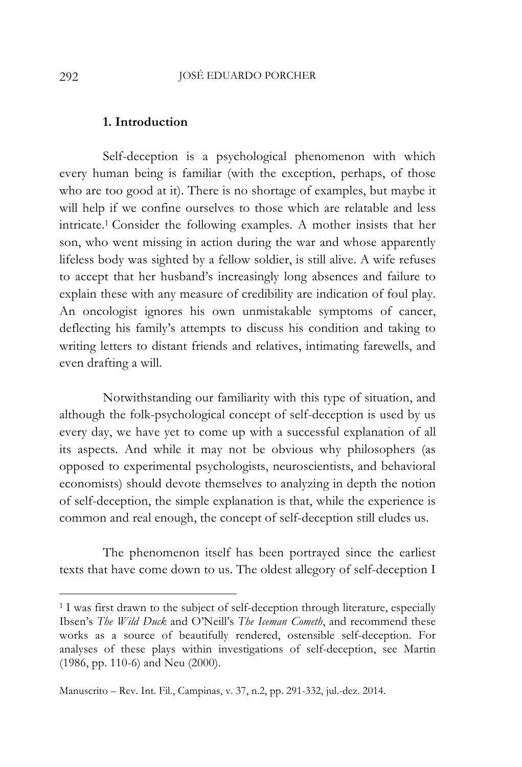## 1. Introduction

Self-deception is a psychological phenomenon with which every human being is familiar (with the exception, perhaps, of those who are too good at it). There is no shortage of examples, but maybe it will help if we confine ourselves to those which are relatable and less intricate.[1] Consider the following examples. A mother insists that her son, who went missing in action during the war and whose apparently lifeless body was sighted by a fellow soldier, is still alive. A wife refuses to accept that her husband's increasingly long absences and failure to explain these with any measure of credibility are indication of foul play. An oncologist ignores his own unmistakable symptoms of cancer, deflecting his family's attempts to discuss his condition and taking to writing letters to distant friends and relatives, intimating farewells, and even drafting a will.

Notwithstanding our familiarity with this type of situation, and although the folk-psychological concept of self-deception is used by us every day, we have yet to come up with a successful explanation of all its aspects. And while it may not be obvious why philosophers (as opposed to experimental psychologists, neuroscientists, and behavioral economists) should devote themselves to analyzing in depth the notion of self-deception, the simple explanation is that, while the experience is common and real enough, the concept of self-deception still eludes us.

The phenomenon itself has been portrayed since the earliest texts that have come down to us. The oldest allegory of self-deception I

---

[1] I was first drawn to the subject of self-deception through literature, especially Ibsen's *The Wild Duck* and O'Neill's *The Iceman Cometh*, and recommend these works as a source of beautifully rendered, ostensible self-deception. For analyses of these plays within investigations of self-deception, see Martin (1986, pp. 110-6) and Neu (2000).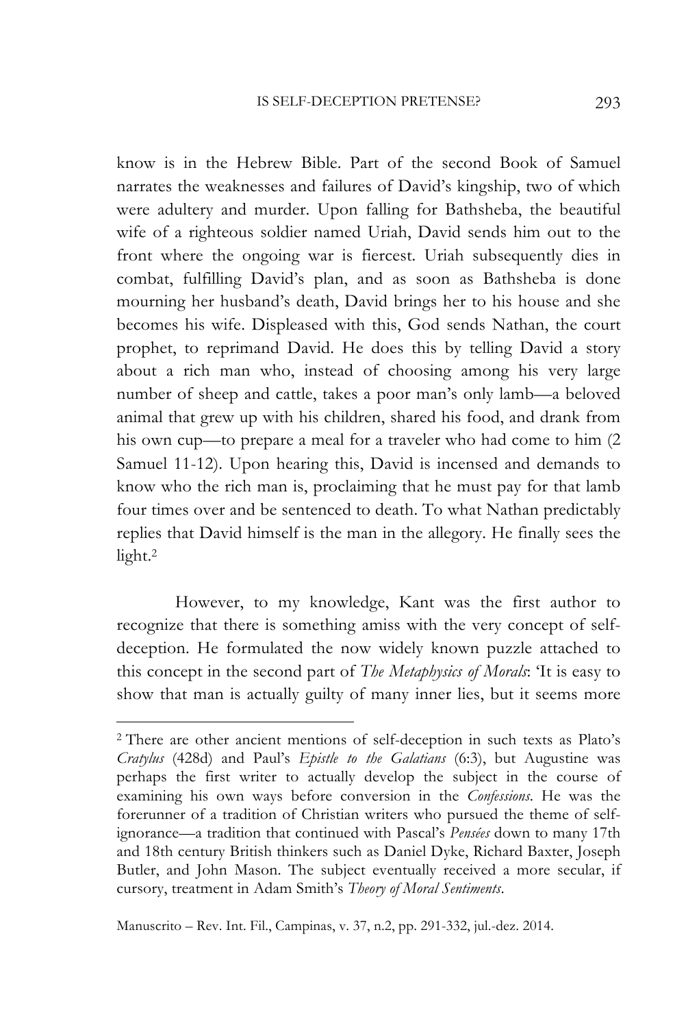know is in the Hebrew Bible. Part of the second Book of Samuel narrates the weaknesses and failures of David's kingship, two of which were adultery and murder. Upon falling for Bathsheba, the beautiful wife of a righteous soldier named Uriah, David sends him out to the front where the ongoing war is fiercest. Uriah subsequently dies in combat, fulfilling David's plan, and as soon as Bathsheba is done mourning her husband's death, David brings her to his house and she becomes his wife. Displeased with this, God sends Nathan, the court prophet, to reprimand David. He does this by telling David a story about a rich man who, instead of choosing among his very large number of sheep and cattle, takes a poor man's only lamb—a beloved animal that grew up with his children, shared his food, and drank from his own cup—to prepare a meal for a traveler who had come to him (2 Samuel 11-12). Upon hearing this, David is incensed and demands to know who the rich man is, proclaiming that he must pay for that lamb four times over and be sentenced to death. To what Nathan predictably replies that David himself is the man in the allegory. He finally sees the light.[2]

However, to my knowledge, Kant was the first author to recognize that there is something amiss with the very concept of self-deception. He formulated the now widely known puzzle attached to this concept in the second part of *The Metaphysics of Morals*: 'It is easy to show that man is actually guilty of many inner lies, but it seems more

---

[2] There are other ancient mentions of self-deception in such texts as Plato's *Cratylus* (428d) and Paul's *Epistle to the Galatians* (6:3), but Augustine was perhaps the first writer to actually develop the subject in the course of examining his own ways before conversion in the *Confessions*. He was the forerunner of a tradition of Christian writers who pursued the theme of self-ignorance—a tradition that continued with Pascal's *Pensées* down to many 17th and 18th century British thinkers such as Daniel Dyke, Richard Baxter, Joseph Butler, and John Mason. The subject eventually received a more secular, if cursory, treatment in Adam Smith's *Theory of Moral Sentiments*.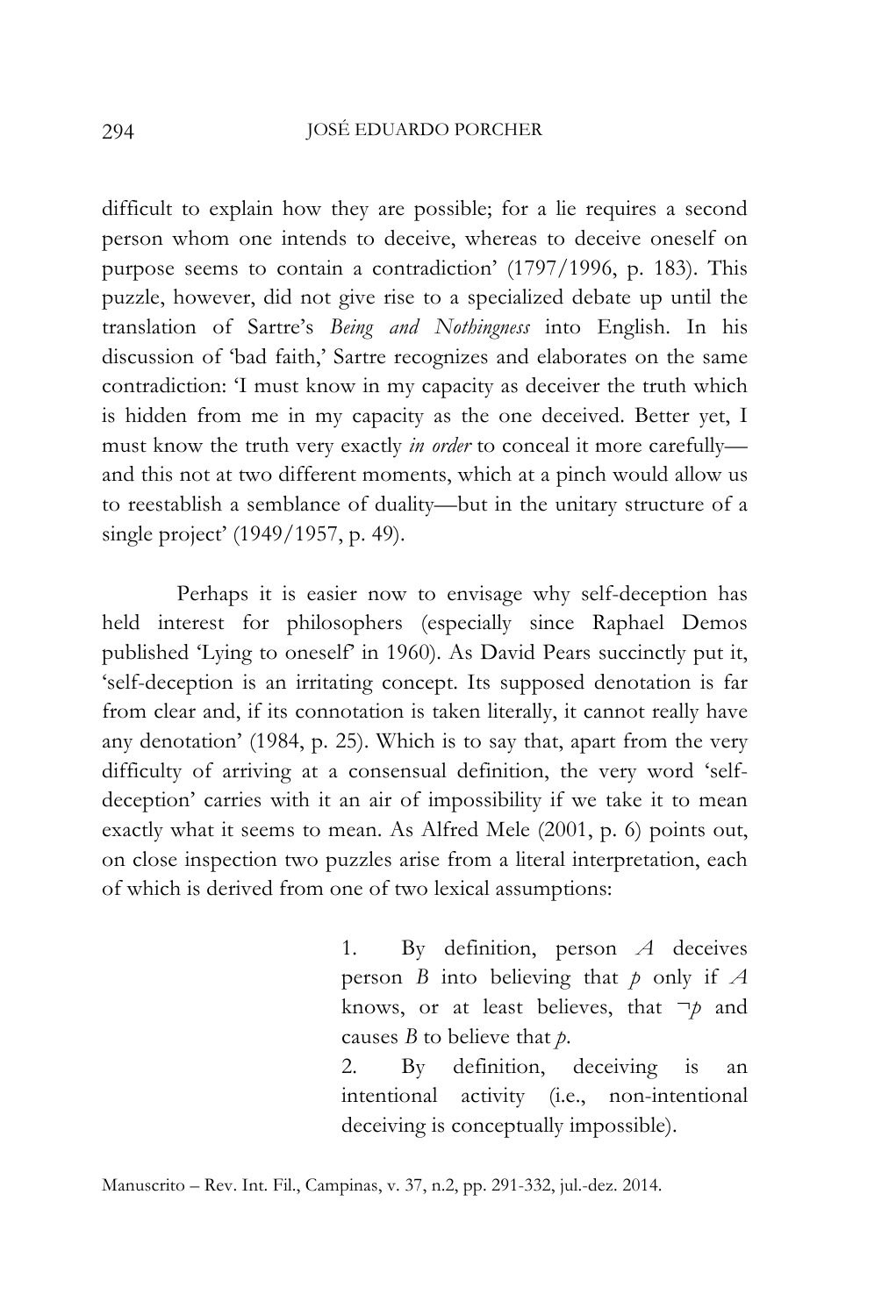difficult to explain how they are possible; for a lie requires a second person whom one intends to deceive, whereas to deceive oneself on purpose seems to contain a contradiction' (1797/1996, p. 183). This puzzle, however, did not give rise to a specialized debate up until the translation of Sartre's *Being and Nothingness* into English. In his discussion of 'bad faith,' Sartre recognizes and elaborates on the same contradiction: 'I must know in my capacity as deceiver the truth which is hidden from me in my capacity as the one deceived. Better yet, I must know the truth very exactly *in order* to conceal it more carefully—and this not at two different moments, which at a pinch would allow us to reestablish a semblance of duality—but in the unitary structure of a single project' (1949/1957, p. 49).

Perhaps it is easier now to envisage why self-deception has held interest for philosophers (especially since Raphael Demos published 'Lying to oneself' in 1960). As David Pears succinctly put it, 'self-deception is an irritating concept. Its supposed denotation is far from clear and, if its connotation is taken literally, it cannot really have any denotation' (1984, p. 25). Which is to say that, apart from the very difficulty of arriving at a consensual definition, the very word 'self-deception' carries with it an air of impossibility if we take it to mean exactly what it seems to mean. As Alfred Mele (2001, p. 6) points out, on close inspection two puzzles arise from a literal interpretation, each of which is derived from one of two lexical assumptions:

> 1. By definition, person *A* deceives person *B* into believing that *p* only if *A* knows, or at least believes, that $\neg p$ and causes *B* to believe that *p*.
> 2. By definition, deceiving is an intentional activity (i.e., non-intentional deceiving is conceptually impossible).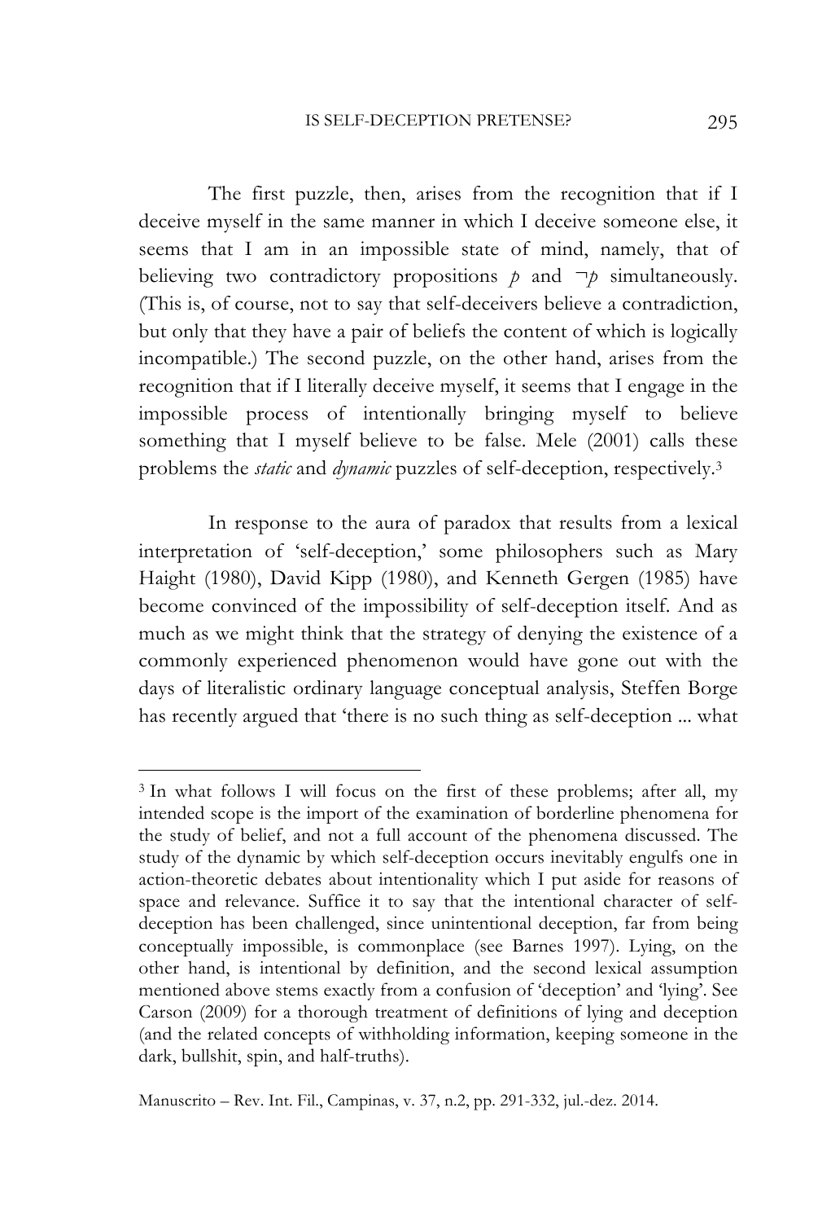The first puzzle, then, arises from the recognition that if I deceive myself in the same manner in which I deceive someone else, it seems that I am in an impossible state of mind, namely, that of believing two contradictory propositions $p$ and $\neg p$ simultaneously. (This is, of course, not to say that self-deceivers believe a contradiction, but only that they have a pair of beliefs the content of which is logically incompatible.) The second puzzle, on the other hand, arises from the recognition that if I literally deceive myself, it seems that I engage in the impossible process of intentionally bringing myself to believe something that I myself believe to be false. Mele (2001) calls these problems the *static* and *dynamic* puzzles of self-deception, respectively.[3]

In response to the aura of paradox that results from a lexical interpretation of 'self-deception,' some philosophers such as Mary Haight (1980), David Kipp (1980), and Kenneth Gergen (1985) have become convinced of the impossibility of self-deception itself. And as much as we might think that the strategy of denying the existence of a commonly experienced phenomenon would have gone out with the days of literalistic ordinary language conceptual analysis, Steffen Borge has recently argued that 'there is no such thing as self-deception ... what

---

[3] In what follows I will focus on the first of these problems; after all, my intended scope is the import of the examination of borderline phenomena for the study of belief, and not a full account of the phenomena discussed. The study of the dynamic by which self-deception occurs inevitably engulfs one in action-theoretic debates about intentionality which I put aside for reasons of space and relevance. Suffice it to say that the intentional character of self-deception has been challenged, since unintentional deception, far from being conceptually impossible, is commonplace (see Barnes 1997). Lying, on the other hand, is intentional by definition, and the second lexical assumption mentioned above stems exactly from a confusion of 'deception' and 'lying'. See Carson (2009) for a thorough treatment of definitions of lying and deception (and the related concepts of withholding information, keeping someone in the dark, bullshit, spin, and half-truths).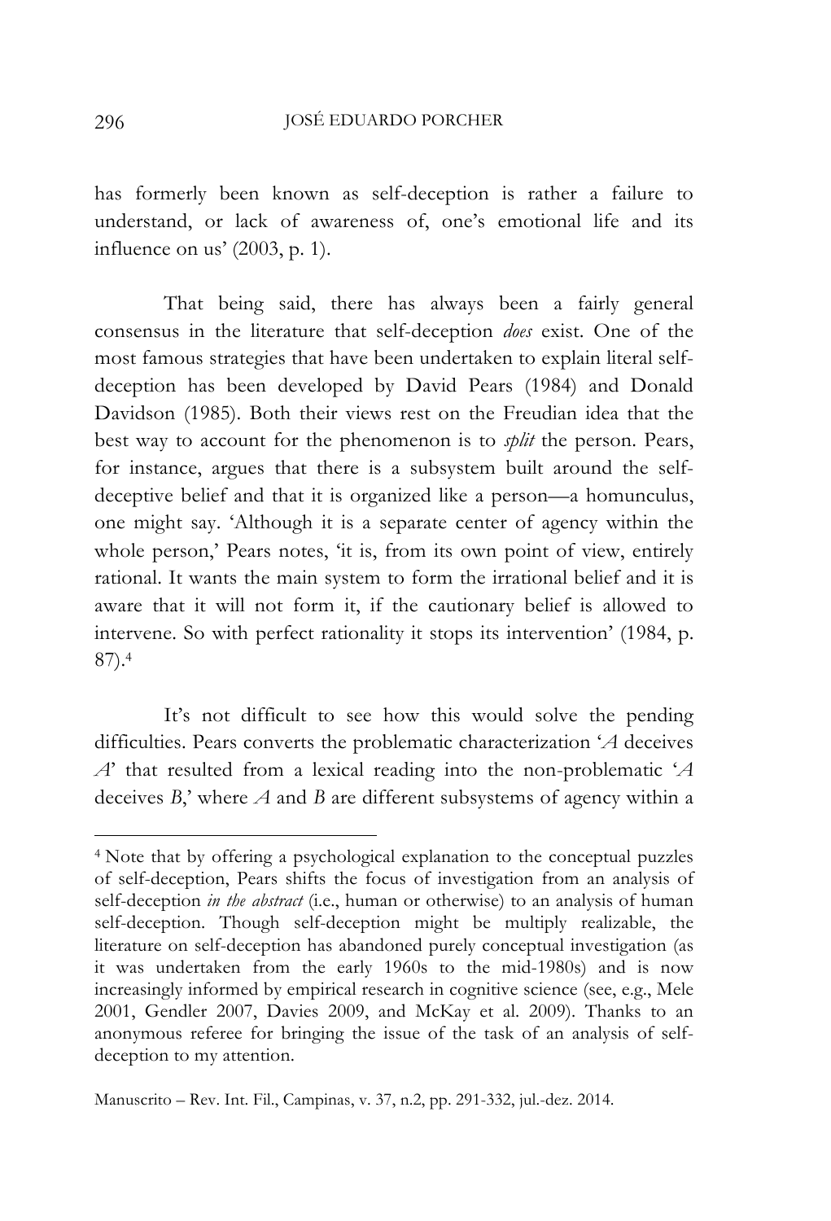has formerly been known as self-deception is rather a failure to understand, or lack of awareness of, one's emotional life and its influence on us' (2003, p. 1).

That being said, there has always been a fairly general consensus in the literature that self-deception *does* exist. One of the most famous strategies that have been undertaken to explain literal self-deception has been developed by David Pears (1984) and Donald Davidson (1985). Both their views rest on the Freudian idea that the best way to account for the phenomenon is to *split* the person. Pears, for instance, argues that there is a subsystem built around the self-deceptive belief and that it is organized like a person—a homunculus, one might say. 'Although it is a separate center of agency within the whole person,' Pears notes, 'it is, from its own point of view, entirely rational. It wants the main system to form the irrational belief and it is aware that it will not form it, if the cautionary belief is allowed to intervene. So with perfect rationality it stops its intervention' (1984, p. 87).[4]

It's not difficult to see how this would solve the pending difficulties. Pears converts the problematic characterization '*A* deceives *A*' that resulted from a lexical reading into the non-problematic '*A* deceives *B*,' where *A* and *B* are different subsystems of agency within a

---

[4] Note that by offering a psychological explanation to the conceptual puzzles of self-deception, Pears shifts the focus of investigation from an analysis of self-deception *in the abstract* (i.e., human or otherwise) to an analysis of human self-deception. Though self-deception might be multiply realizable, the literature on self-deception has abandoned purely conceptual investigation (as it was undertaken from the early 1960s to the mid-1980s) and is now increasingly informed by empirical research in cognitive science (see, e.g., Mele 2001, Gendler 2007, Davies 2009, and McKay et al. 2009). Thanks to an anonymous referee for bringing the issue of the task of an analysis of self-deception to my attention.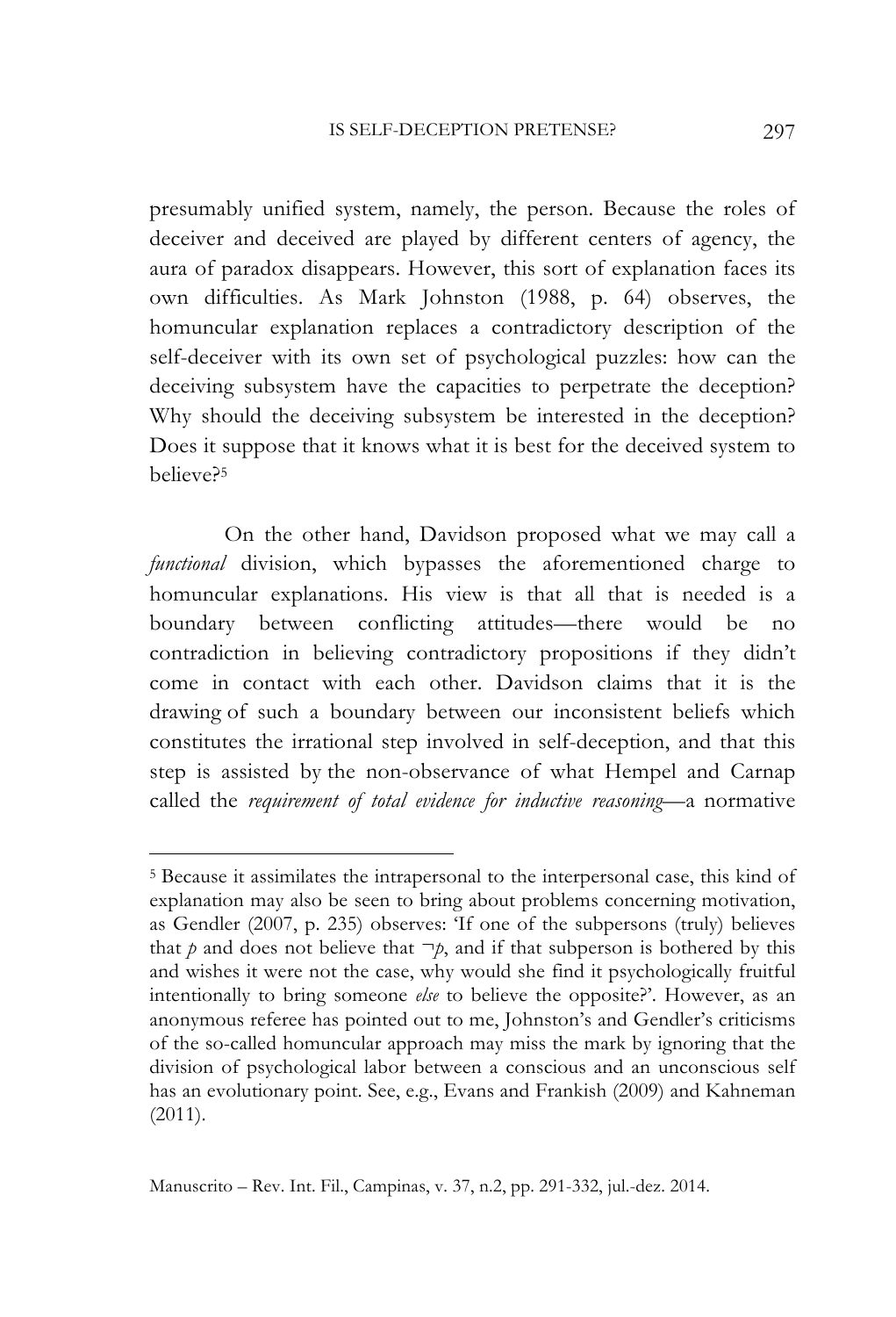presumably unified system, namely, the person. Because the roles of deceiver and deceived are played by different centers of agency, the aura of paradox disappears. However, this sort of explanation faces its own difficulties. As Mark Johnston (1988, p. 64) observes, the homuncular explanation replaces a contradictory description of the self-deceiver with its own set of psychological puzzles: how can the deceiving subsystem have the capacities to perpetrate the deception? Why should the deceiving subsystem be interested in the deception? Does it suppose that it knows what it is best for the deceived system to believe?[5]

On the other hand, Davidson proposed what we may call a *functional* division, which bypasses the aforementioned charge to homuncular explanations. His view is that all that is needed is a boundary between conflicting attitudes—there would be no contradiction in believing contradictory propositions if they didn't come in contact with each other. Davidson claims that it is the drawing of such a boundary between our inconsistent beliefs which constitutes the irrational step involved in self-deception, and that this step is assisted by the non-observance of what Hempel and Carnap called the *requirement of total evidence for inductive reasoning*—a normative

---

[5] Because it assimilates the intrapersonal to the interpersonal case, this kind of explanation may also be seen to bring about problems concerning motivation, as Gendler (2007, p. 235) observes: 'If one of the subpersons (truly) believes that $p$ and does not believe that $\neg p$, and if that subperson is bothered by this and wishes it were not the case, why would she find it psychologically fruitful intentionally to bring someone *else* to believe the opposite?'. However, as an anonymous referee has pointed out to me, Johnston's and Gendler's criticisms of the so-called homuncular approach may miss the mark by ignoring that the division of psychological labor between a conscious and an unconscious self has an evolutionary point. See, e.g., Evans and Frankish (2009) and Kahneman (2011).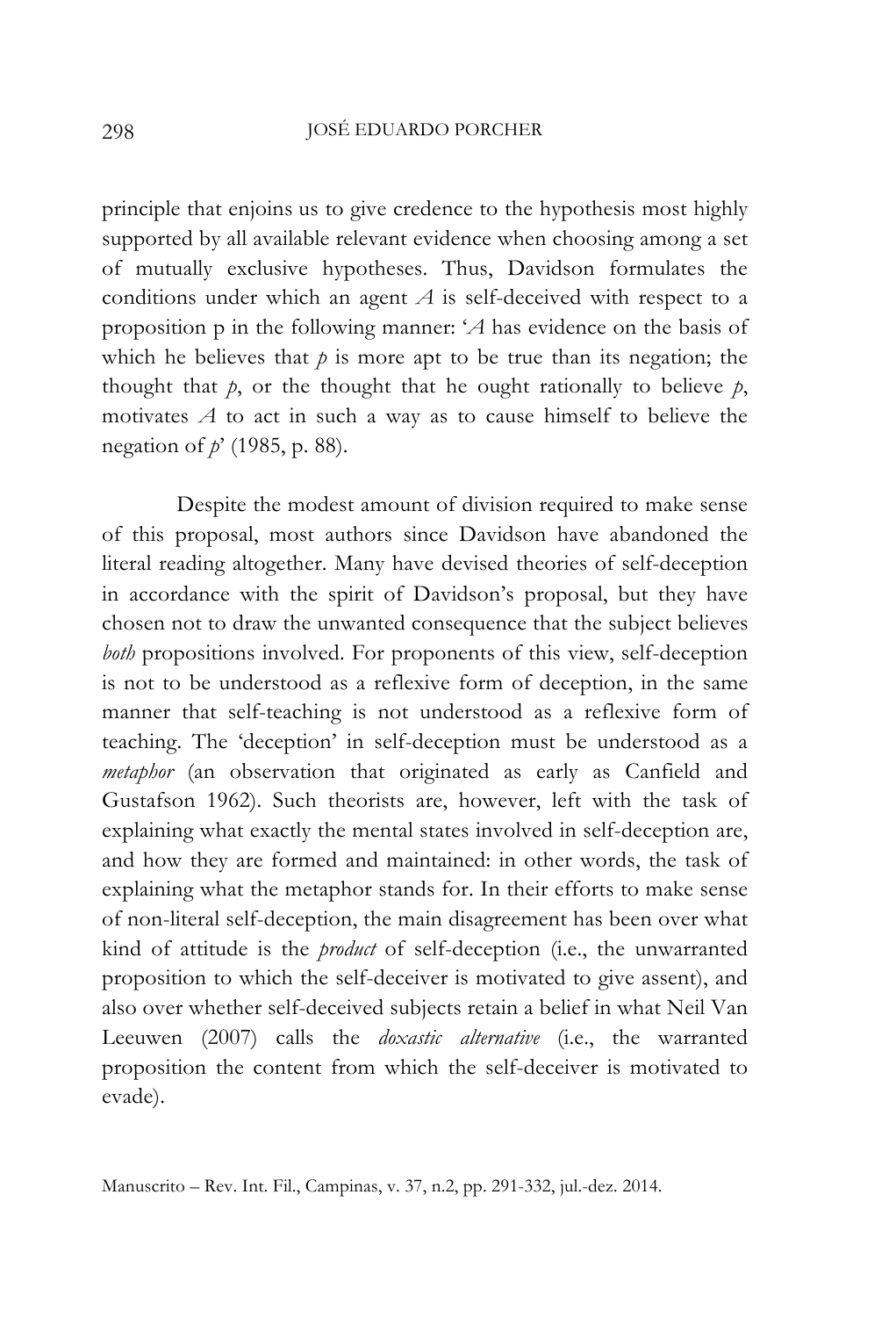principle that enjoins us to give credence to the hypothesis most highly supported by all available relevant evidence when choosing among a set of mutually exclusive hypotheses. Thus, Davidson formulates the conditions under which an agent *A* is self-deceived with respect to a proposition p in the following manner: '*A* has evidence on the basis of which he believes that *p* is more apt to be true than its negation; the thought that *p*, or the thought that he ought rationally to believe *p*, motivates *A* to act in such a way as to cause himself to believe the negation of *p*' (1985, p. 88).

Despite the modest amount of division required to make sense of this proposal, most authors since Davidson have abandoned the literal reading altogether. Many have devised theories of self-deception in accordance with the spirit of Davidson's proposal, but they have chosen not to draw the unwanted consequence that the subject believes *both* propositions involved. For proponents of this view, self-deception is not to be understood as a reflexive form of deception, in the same manner that self-teaching is not understood as a reflexive form of teaching. The 'deception' in self-deception must be understood as a *metaphor* (an observation that originated as early as Canfield and Gustafson 1962). Such theorists are, however, left with the task of explaining what exactly the mental states involved in self-deception are, and how they are formed and maintained: in other words, the task of explaining what the metaphor stands for. In their efforts to make sense of non-literal self-deception, the main disagreement has been over what kind of attitude is the *product* of self-deception (i.e., the unwarranted proposition to which the self-deceiver is motivated to give assent), and also over whether self-deceived subjects retain a belief in what Neil Van Leeuwen (2007) calls the *doxastic alternative* (i.e., the warranted proposition the content from which the self-deceiver is motivated to evade).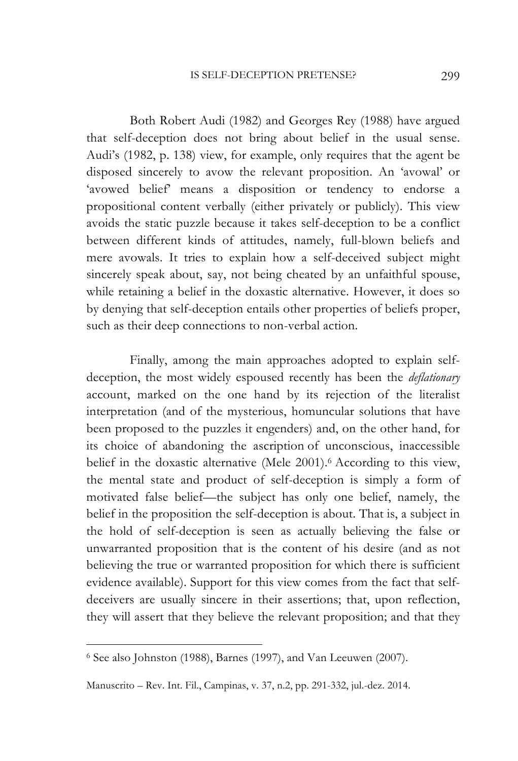Both Robert Audi (1982) and Georges Rey (1988) have argued that self-deception does not bring about belief in the usual sense. Audi's (1982, p. 138) view, for example, only requires that the agent be disposed sincerely to avow the relevant proposition. An 'avowal' or 'avowed belief' means a disposition or tendency to endorse a propositional content verbally (either privately or publicly). This view avoids the static puzzle because it takes self-deception to be a conflict between different kinds of attitudes, namely, full-blown beliefs and mere avowals. It tries to explain how a self-deceived subject might sincerely speak about, say, not being cheated by an unfaithful spouse, while retaining a belief in the doxastic alternative. However, it does so by denying that self-deception entails other properties of beliefs proper, such as their deep connections to non-verbal action.

Finally, among the main approaches adopted to explain self-deception, the most widely espoused recently has been the *deflationary* account, marked on the one hand by its rejection of the literalist interpretation (and of the mysterious, homuncular solutions that have been proposed to the puzzles it engenders) and, on the other hand, for its choice of abandoning the ascription of unconscious, inaccessible belief in the doxastic alternative (Mele 2001).[6] According to this view, the mental state and product of self-deception is simply a form of motivated false belief—the subject has only one belief, namely, the belief in the proposition the self-deception is about. That is, a subject in the hold of self-deception is seen as actually believing the false or unwarranted proposition that is the content of his desire (and as not believing the true or warranted proposition for which there is sufficient evidence available). Support for this view comes from the fact that self-deceivers are usually sincere in their assertions; that, upon reflection, they will assert that they believe the relevant proposition; and that they

---

[6] See also Johnston (1988), Barnes (1997), and Van Leeuwen (2007).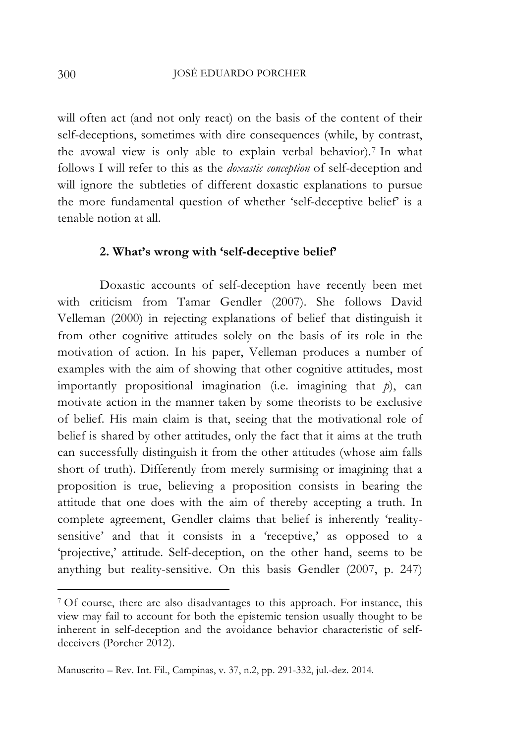will often act (and not only react) on the basis of the content of their self-deceptions, sometimes with dire consequences (while, by contrast, the avowal view is only able to explain verbal behavior).[7] In what follows I will refer to this as the *doxastic conception* of self-deception and will ignore the subtleties of different doxastic explanations to pursue the more fundamental question of whether 'self-deceptive belief' is a tenable notion at all.

## 2. What's wrong with 'self-deceptive belief'

Doxastic accounts of self-deception have recently been met with criticism from Tamar Gendler (2007). She follows David Velleman (2000) in rejecting explanations of belief that distinguish it from other cognitive attitudes solely on the basis of its role in the motivation of action. In his paper, Velleman produces a number of examples with the aim of showing that other cognitive attitudes, most importantly propositional imagination (i.e. imagining that *p*), can motivate action in the manner taken by some theorists to be exclusive of belief. His main claim is that, seeing that the motivational role of belief is shared by other attitudes, only the fact that it aims at the truth can successfully distinguish it from the other attitudes (whose aim falls short of truth). Differently from merely surmising or imagining that a proposition is true, believing a proposition consists in bearing the attitude that one does with the aim of thereby accepting a truth. In complete agreement, Gendler claims that belief is inherently 'reality-sensitive' and that it consists in a 'receptive,' as opposed to a 'projective,' attitude. Self-deception, on the other hand, seems to be anything but reality-sensitive. On this basis Gendler (2007, p. 247)

---

[7] Of course, there are also disadvantages to this approach. For instance, this view may fail to account for both the epistemic tension usually thought to be inherent in self-deception and the avoidance behavior characteristic of self-deceivers (Porcher 2012).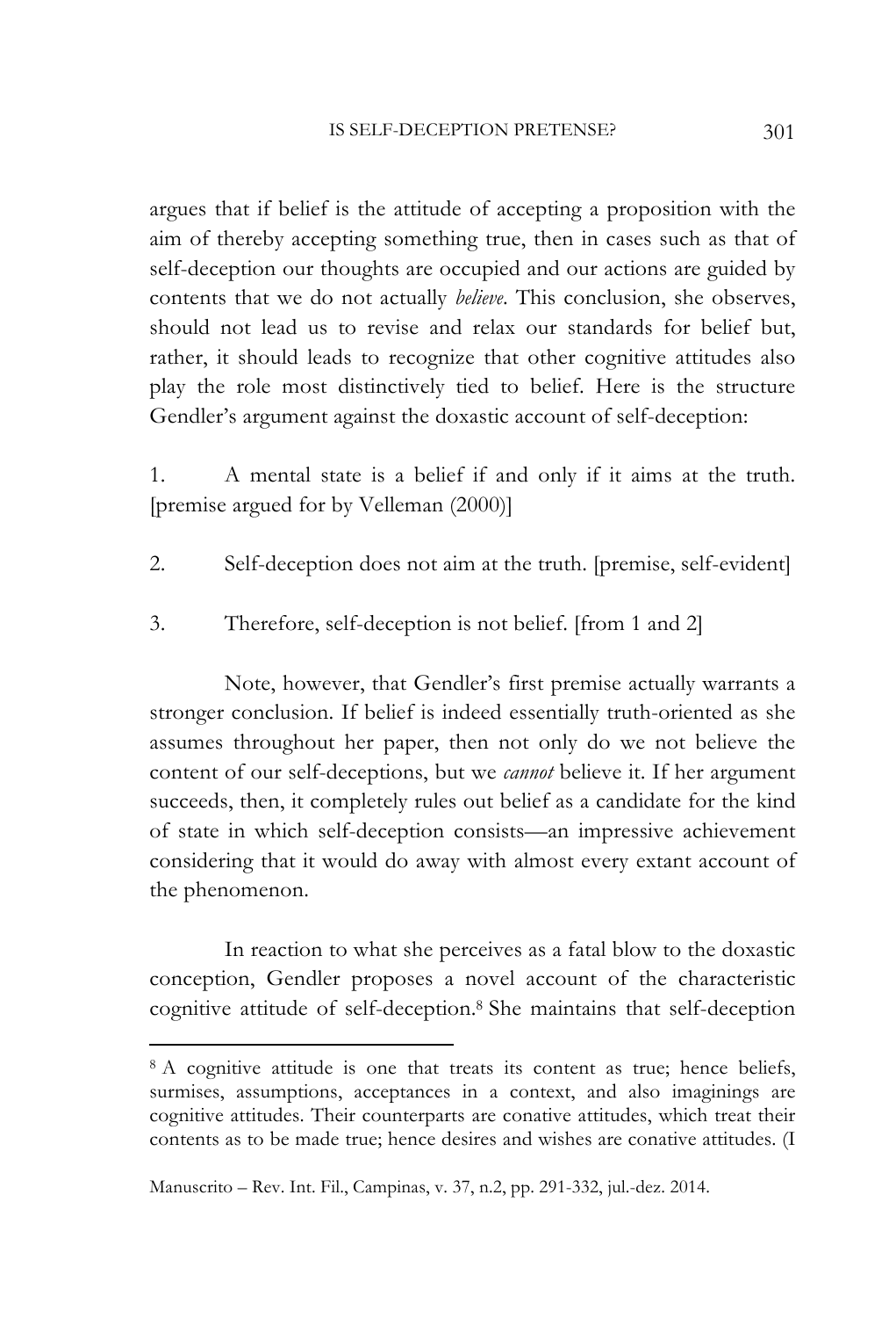argues that if belief is the attitude of accepting a proposition with the aim of thereby accepting something true, then in cases such as that of self-deception our thoughts are occupied and our actions are guided by contents that we do not actually *believe*. This conclusion, she observes, should not lead us to revise and relax our standards for belief but, rather, it should leads to recognize that other cognitive attitudes also play the role most distinctively tied to belief. Here is the structure Gendler's argument against the doxastic account of self-deception:

1. A mental state is a belief if and only if it aims at the truth. [premise argued for by Velleman (2000)]

2. Self-deception does not aim at the truth. [premise, self-evident]

3. Therefore, self-deception is not belief. [from 1 and 2]

Note, however, that Gendler's first premise actually warrants a stronger conclusion. If belief is indeed essentially truth-oriented as she assumes throughout her paper, then not only do we not believe the content of our self-deceptions, but we *cannot* believe it. If her argument succeeds, then, it completely rules out belief as a candidate for the kind of state in which self-deception consists—an impressive achievement considering that it would do away with almost every extant account of the phenomenon.

In reaction to what she perceives as a fatal blow to the doxastic conception, Gendler proposes a novel account of the characteristic cognitive attitude of self-deception.[8] She maintains that self-deception

[8] A cognitive attitude is one that treats its content as true; hence beliefs, surmises, assumptions, acceptances in a context, and also imaginings are cognitive attitudes. Their counterparts are conative attitudes, which treat their contents as to be made true; hence desires and wishes are conative attitudes. (I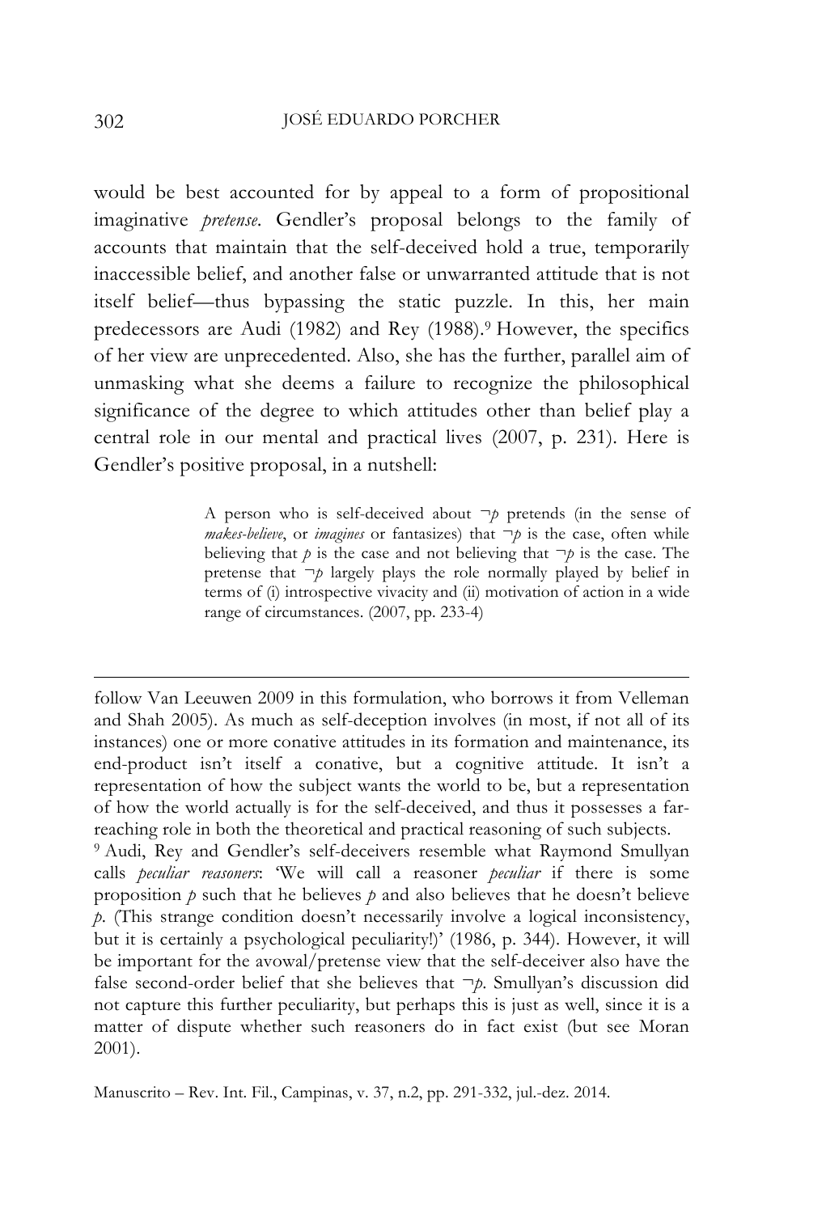would be best accounted for by appeal to a form of propositional imaginative *pretense*. Gendler's proposal belongs to the family of accounts that maintain that the self-deceived hold a true, temporarily inaccessible belief, and another false or unwarranted attitude that is not itself belief—thus bypassing the static puzzle. In this, her main predecessors are Audi (1982) and Rey (1988).[9] However, the specifics of her view are unprecedented. Also, she has the further, parallel aim of unmasking what she deems a failure to recognize the philosophical significance of the degree to which attitudes other than belief play a central role in our mental and practical lives (2007, p. 231). Here is Gendler's positive proposal, in a nutshell:

> A person who is self-deceived about $\neg p$ pretends (in the sense of *makes-believe*, or *imagines* or fantasizes) that $\neg p$ is the case, often while believing that $p$ is the case and not believing that $\neg p$ is the case. The pretense that $\neg p$ largely plays the role normally played by belief in terms of (i) introspective vivacity and (ii) motivation of action in a wide range of circumstances. (2007, pp. 233-4)

---

follow Van Leeuwen 2009 in this formulation, who borrows it from Velleman and Shah 2005). As much as self-deception involves (in most, if not all of its instances) one or more conative attitudes in its formation and maintenance, its end-product isn't itself a conative, but a cognitive attitude. It isn't a representation of how the subject wants the world to be, but a representation of how the world actually is for the self-deceived, and thus it possesses a far-reaching role in both the theoretical and practical reasoning of such subjects.

[9] Audi, Rey and Gendler's self-deceivers resemble what Raymond Smullyan calls *peculiar reasoners*: 'We will call a reasoner *peculiar* if there is some proposition $p$ such that he believes $p$ and also believes that he doesn't believe $p$. (This strange condition doesn't necessarily involve a logical inconsistency, but it is certainly a psychological peculiarity!)' (1986, p. 344). However, it will be important for the avowal/pretense view that the self-deceiver also have the false second-order belief that she believes that $\neg p$. Smullyan's discussion did not capture this further peculiarity, but perhaps this is just as well, since it is a matter of dispute whether such reasoners do in fact exist (but see Moran 2001).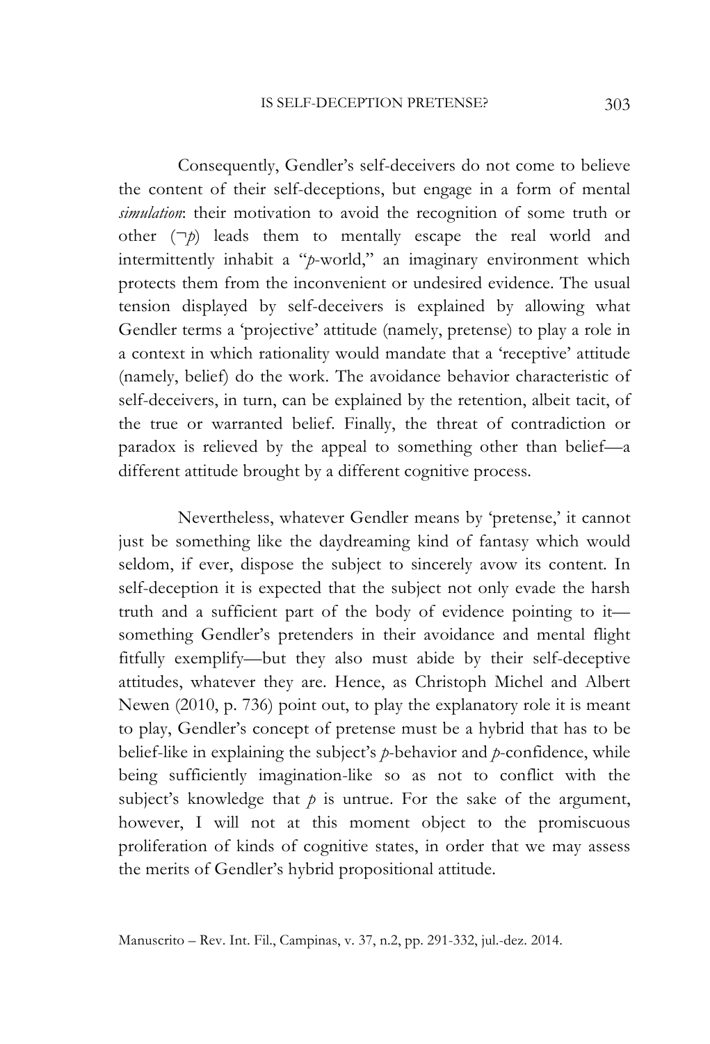Consequently, Gendler's self-deceivers do not come to believe the content of their self-deceptions, but engage in a form of mental *simulation*: their motivation to avoid the recognition of some truth or other ($\neg p$) leads them to mentally escape the real world and intermittently inhabit a "$p$-world," an imaginary environment which protects them from the inconvenient or undesired evidence. The usual tension displayed by self-deceivers is explained by allowing what Gendler terms a 'projective' attitude (namely, pretense) to play a role in a context in which rationality would mandate that a 'receptive' attitude (namely, belief) do the work. The avoidance behavior characteristic of self-deceivers, in turn, can be explained by the retention, albeit tacit, of the true or warranted belief. Finally, the threat of contradiction or paradox is relieved by the appeal to something other than belief—a different attitude brought by a different cognitive process.

Nevertheless, whatever Gendler means by 'pretense,' it cannot just be something like the daydreaming kind of fantasy which would seldom, if ever, dispose the subject to sincerely avow its content. In self-deception it is expected that the subject not only evade the harsh truth and a sufficient part of the body of evidence pointing to it—something Gendler's pretenders in their avoidance and mental flight fitfully exemplify—but they also must abide by their self-deceptive attitudes, whatever they are. Hence, as Christoph Michel and Albert Newen (2010, p. 736) point out, to play the explanatory role it is meant to play, Gendler's concept of pretense must be a hybrid that has to be belief-like in explaining the subject's $p$-behavior and $p$-confidence, while being sufficiently imagination-like so as not to conflict with the subject's knowledge that $p$ is untrue. For the sake of the argument, however, I will not at this moment object to the promiscuous proliferation of kinds of cognitive states, in order that we may assess the merits of Gendler's hybrid propositional attitude.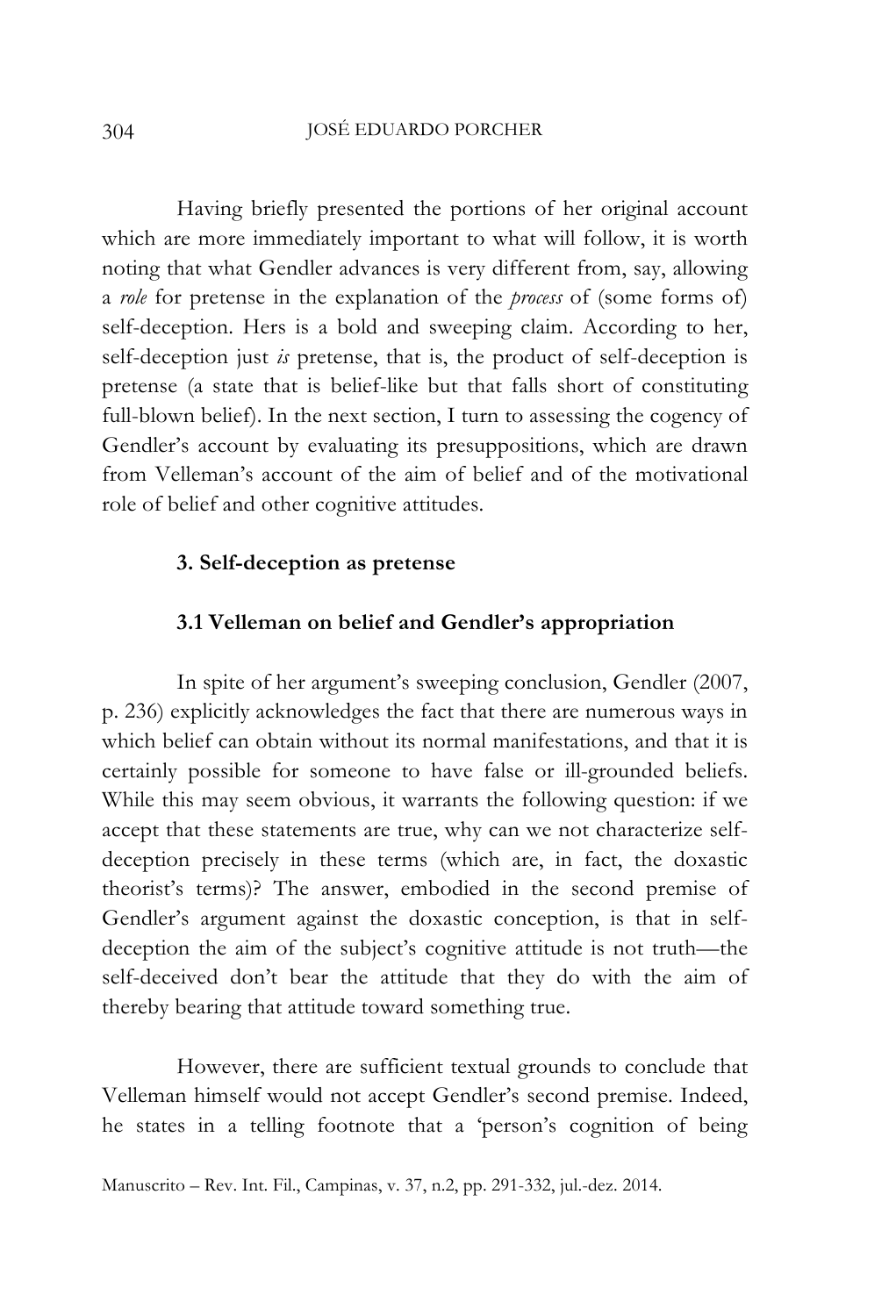Having briefly presented the portions of her original account which are more immediately important to what will follow, it is worth noting that what Gendler advances is very different from, say, allowing a *role* for pretense in the explanation of the *process* of (some forms of) self-deception. Hers is a bold and sweeping claim. According to her, self-deception just *is* pretense, that is, the product of self-deception is pretense (a state that is belief-like but that falls short of constituting full-blown belief). In the next section, I turn to assessing the cogency of Gendler's account by evaluating its presuppositions, which are drawn from Velleman's account of the aim of belief and of the motivational role of belief and other cognitive attitudes.

## 3. Self-deception as pretense

### 3.1 Velleman on belief and Gendler's appropriation

In spite of her argument's sweeping conclusion, Gendler (2007, p. 236) explicitly acknowledges the fact that there are numerous ways in which belief can obtain without its normal manifestations, and that it is certainly possible for someone to have false or ill-grounded beliefs. While this may seem obvious, it warrants the following question: if we accept that these statements are true, why can we not characterize self-deception precisely in these terms (which are, in fact, the doxastic theorist's terms)? The answer, embodied in the second premise of Gendler's argument against the doxastic conception, is that in self-deception the aim of the subject's cognitive attitude is not truth—the self-deceived don't bear the attitude that they do with the aim of thereby bearing that attitude toward something true.

However, there are sufficient textual grounds to conclude that Velleman himself would not accept Gendler's second premise. Indeed, he states in a telling footnote that a 'person's cognition of being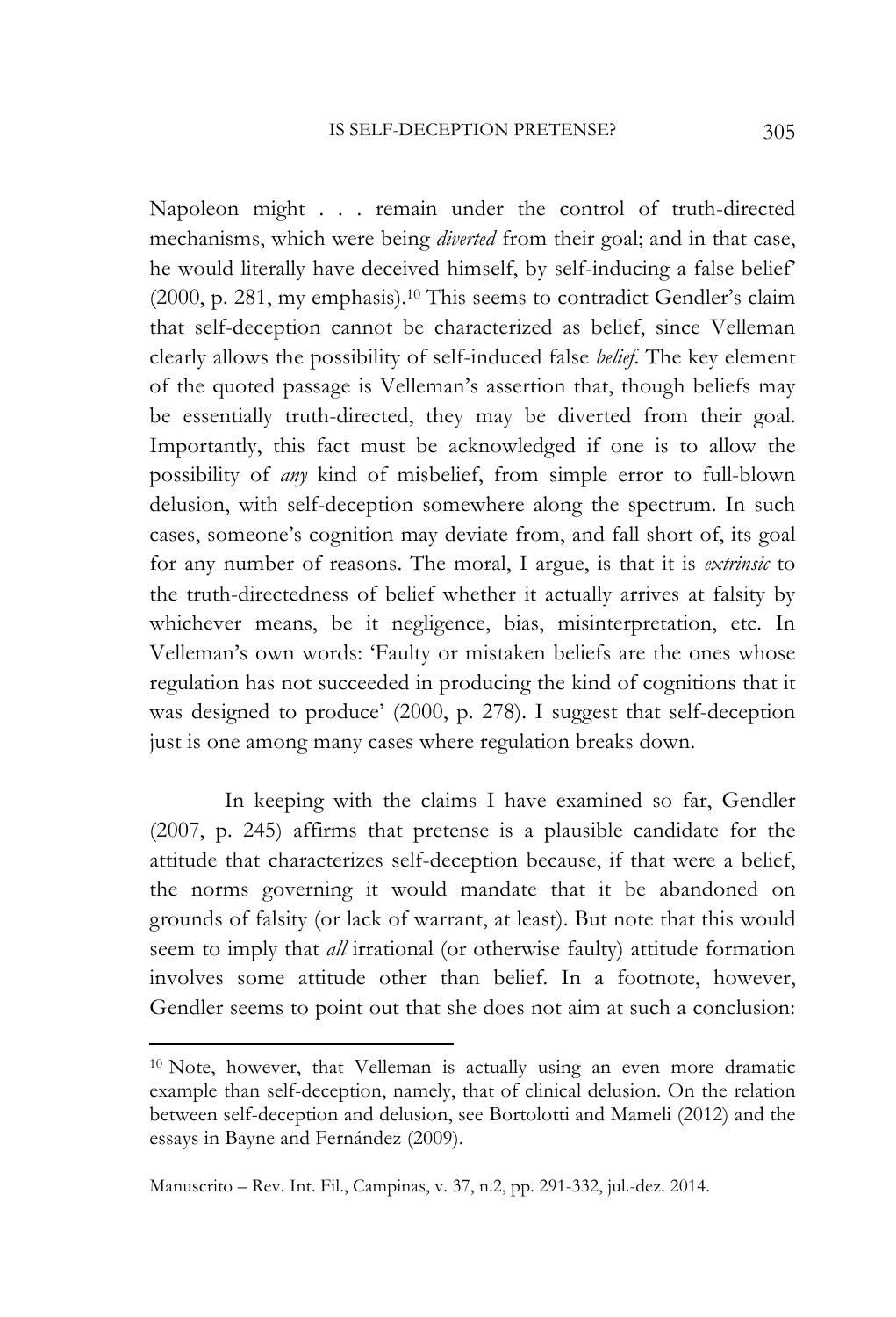Napoleon might . . . remain under the control of truth-directed mechanisms, which were being *diverted* from their goal; and in that case, he would literally have deceived himself, by self-inducing a false belief' (2000, p. 281, my emphasis).[10] This seems to contradict Gendler's claim that self-deception cannot be characterized as belief, since Velleman clearly allows the possibility of self-induced false *belief*. The key element of the quoted passage is Velleman's assertion that, though beliefs may be essentially truth-directed, they may be diverted from their goal. Importantly, this fact must be acknowledged if one is to allow the possibility of *any* kind of misbelief, from simple error to full-blown delusion, with self-deception somewhere along the spectrum. In such cases, someone's cognition may deviate from, and fall short of, its goal for any number of reasons. The moral, I argue, is that it is *extrinsic* to the truth-directedness of belief whether it actually arrives at falsity by whichever means, be it negligence, bias, misinterpretation, etc. In Velleman's own words: 'Faulty or mistaken beliefs are the ones whose regulation has not succeeded in producing the kind of cognitions that it was designed to produce' (2000, p. 278). I suggest that self-deception just is one among many cases where regulation breaks down.

In keeping with the claims I have examined so far, Gendler (2007, p. 245) affirms that pretense is a plausible candidate for the attitude that characterizes self-deception because, if that were a belief, the norms governing it would mandate that it be abandoned on grounds of falsity (or lack of warrant, at least). But note that this would seem to imply that *all* irrational (or otherwise faulty) attitude formation involves some attitude other than belief. In a footnote, however, Gendler seems to point out that she does not aim at such a conclusion:

---

[10] Note, however, that Velleman is actually using an even more dramatic example than self-deception, namely, that of clinical delusion. On the relation between self-deception and delusion, see Bortolotti and Mameli (2012) and the essays in Bayne and Fernández (2009).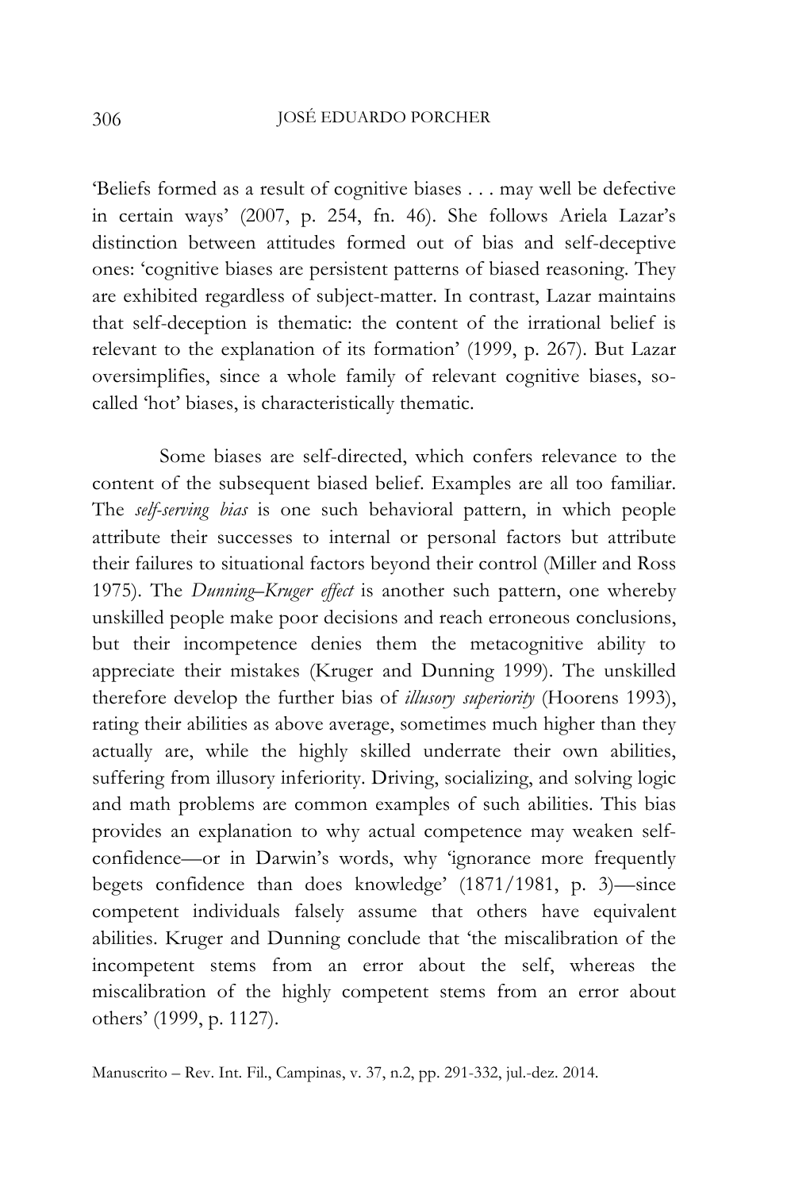'Beliefs formed as a result of cognitive biases . . . may well be defective in certain ways' (2007, p. 254, fn. 46). She follows Ariela Lazar's distinction between attitudes formed out of bias and self-deceptive ones: 'cognitive biases are persistent patterns of biased reasoning. They are exhibited regardless of subject-matter. In contrast, Lazar maintains that self-deception is thematic: the content of the irrational belief is relevant to the explanation of its formation' (1999, p. 267). But Lazar oversimplifies, since a whole family of relevant cognitive biases, so-called 'hot' biases, is characteristically thematic.

Some biases are self-directed, which confers relevance to the content of the subsequent biased belief. Examples are all too familiar. The *self-serving bias* is one such behavioral pattern, in which people attribute their successes to internal or personal factors but attribute their failures to situational factors beyond their control (Miller and Ross 1975). The *Dunning–Kruger effect* is another such pattern, one whereby unskilled people make poor decisions and reach erroneous conclusions, but their incompetence denies them the metacognitive ability to appreciate their mistakes (Kruger and Dunning 1999). The unskilled therefore develop the further bias of *illusory superiority* (Hoorens 1993), rating their abilities as above average, sometimes much higher than they actually are, while the highly skilled underrate their own abilities, suffering from illusory inferiority. Driving, socializing, and solving logic and math problems are common examples of such abilities. This bias provides an explanation to why actual competence may weaken self-confidence—or in Darwin's words, why 'ignorance more frequently begets confidence than does knowledge' (1871/1981, p. 3)—since competent individuals falsely assume that others have equivalent abilities. Kruger and Dunning conclude that 'the miscalibration of the incompetent stems from an error about the self, whereas the miscalibration of the highly competent stems from an error about others' (1999, p. 1127).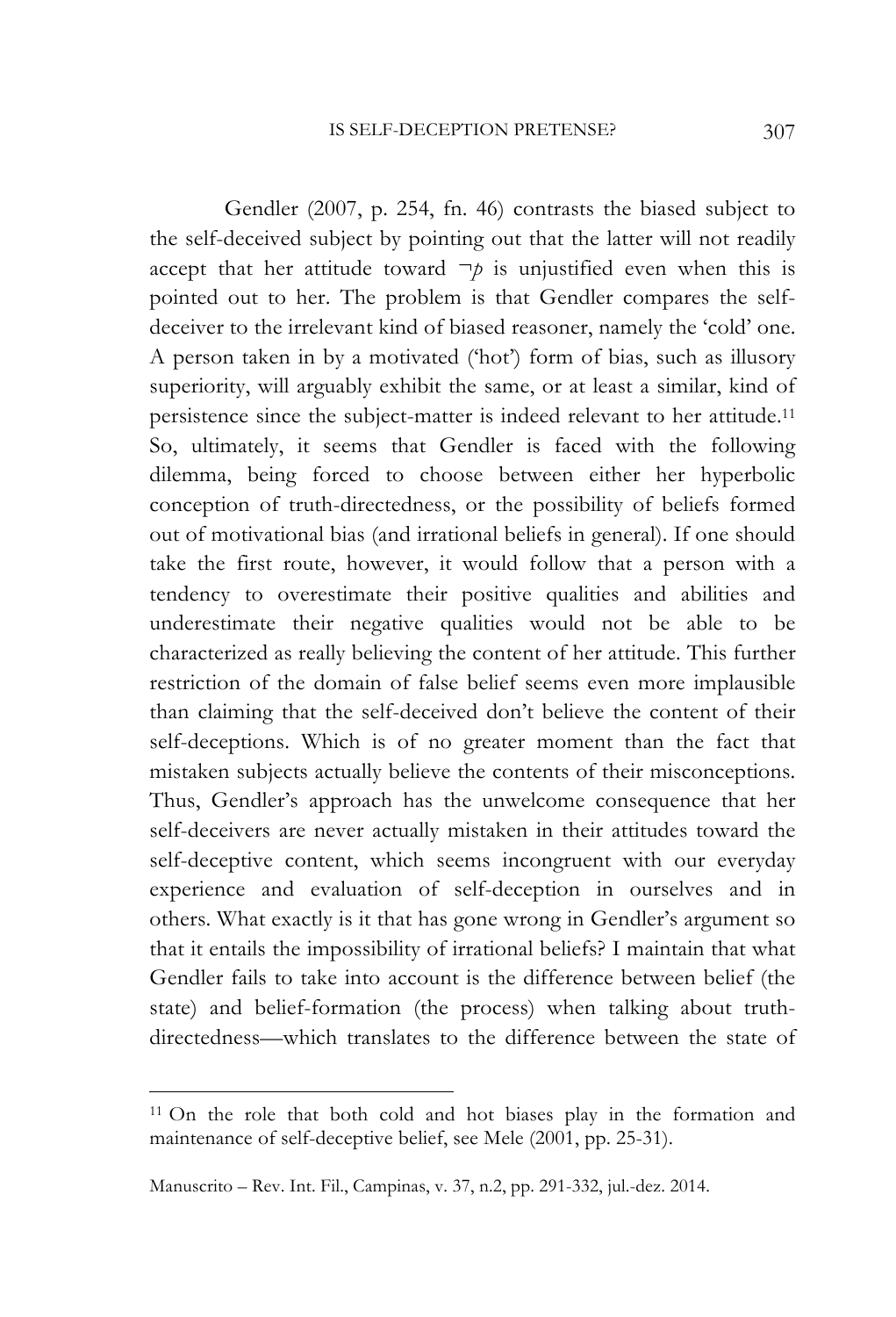Gendler (2007, p. 254, fn. 46) contrasts the biased subject to the self-deceived subject by pointing out that the latter will not readily accept that her attitude toward $\neg p$ is unjustified even when this is pointed out to her. The problem is that Gendler compares the self-deceiver to the irrelevant kind of biased reasoner, namely the 'cold' one. A person taken in by a motivated ('hot') form of bias, such as illusory superiority, will arguably exhibit the same, or at least a similar, kind of persistence since the subject-matter is indeed relevant to her attitude.[11] So, ultimately, it seems that Gendler is faced with the following dilemma, being forced to choose between either her hyperbolic conception of truth-directedness, or the possibility of beliefs formed out of motivational bias (and irrational beliefs in general). If one should take the first route, however, it would follow that a person with a tendency to overestimate their positive qualities and abilities and underestimate their negative qualities would not be able to be characterized as really believing the content of her attitude. This further restriction of the domain of false belief seems even more implausible than claiming that the self-deceived don't believe the content of their self-deceptions. Which is of no greater moment than the fact that mistaken subjects actually believe the contents of their misconceptions. Thus, Gendler's approach has the unwelcome consequence that her self-deceivers are never actually mistaken in their attitudes toward the self-deceptive content, which seems incongruent with our everyday experience and evaluation of self-deception in ourselves and in others. What exactly is it that has gone wrong in Gendler's argument so that it entails the impossibility of irrational beliefs? I maintain that what Gendler fails to take into account is the difference between belief (the state) and belief-formation (the process) when talking about truth-directedness—which translates to the difference between the state of

---

[11] On the role that both cold and hot biases play in the formation and maintenance of self-deceptive belief, see Mele (2001, pp. 25-31).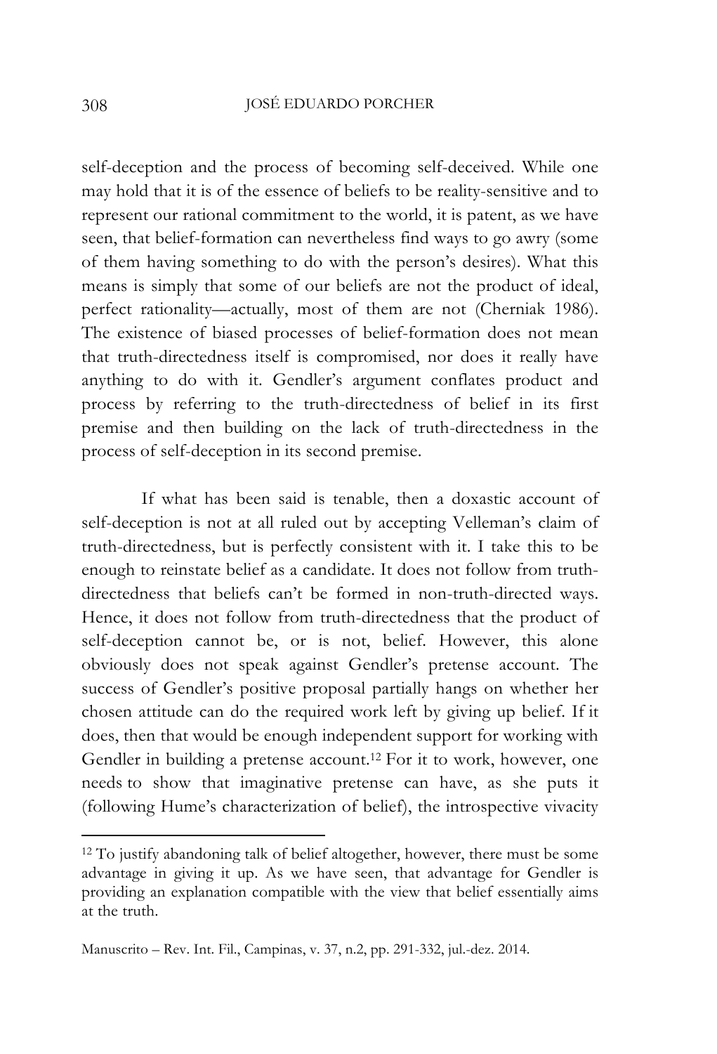self-deception and the process of becoming self-deceived. While one may hold that it is of the essence of beliefs to be reality-sensitive and to represent our rational commitment to the world, it is patent, as we have seen, that belief-formation can nevertheless find ways to go awry (some of them having something to do with the person's desires). What this means is simply that some of our beliefs are not the product of ideal, perfect rationality—actually, most of them are not (Cherniak 1986). The existence of biased processes of belief-formation does not mean that truth-directedness itself is compromised, nor does it really have anything to do with it. Gendler's argument conflates product and process by referring to the truth-directedness of belief in its first premise and then building on the lack of truth-directedness in the process of self-deception in its second premise.

If what has been said is tenable, then a doxastic account of self-deception is not at all ruled out by accepting Velleman's claim of truth-directedness, but is perfectly consistent with it. I take this to be enough to reinstate belief as a candidate. It does not follow from truth-directedness that beliefs can't be formed in non-truth-directed ways. Hence, it does not follow from truth-directedness that the product of self-deception cannot be, or is not, belief. However, this alone obviously does not speak against Gendler's pretense account. The success of Gendler's positive proposal partially hangs on whether her chosen attitude can do the required work left by giving up belief. If it does, then that would be enough independent support for working with Gendler in building a pretense account.[12] For it to work, however, one needs to show that imaginative pretense can have, as she puts it (following Hume's characterization of belief), the introspective vivacity

[12] To justify abandoning talk of belief altogether, however, there must be some advantage in giving it up. As we have seen, that advantage for Gendler is providing an explanation compatible with the view that belief essentially aims at the truth.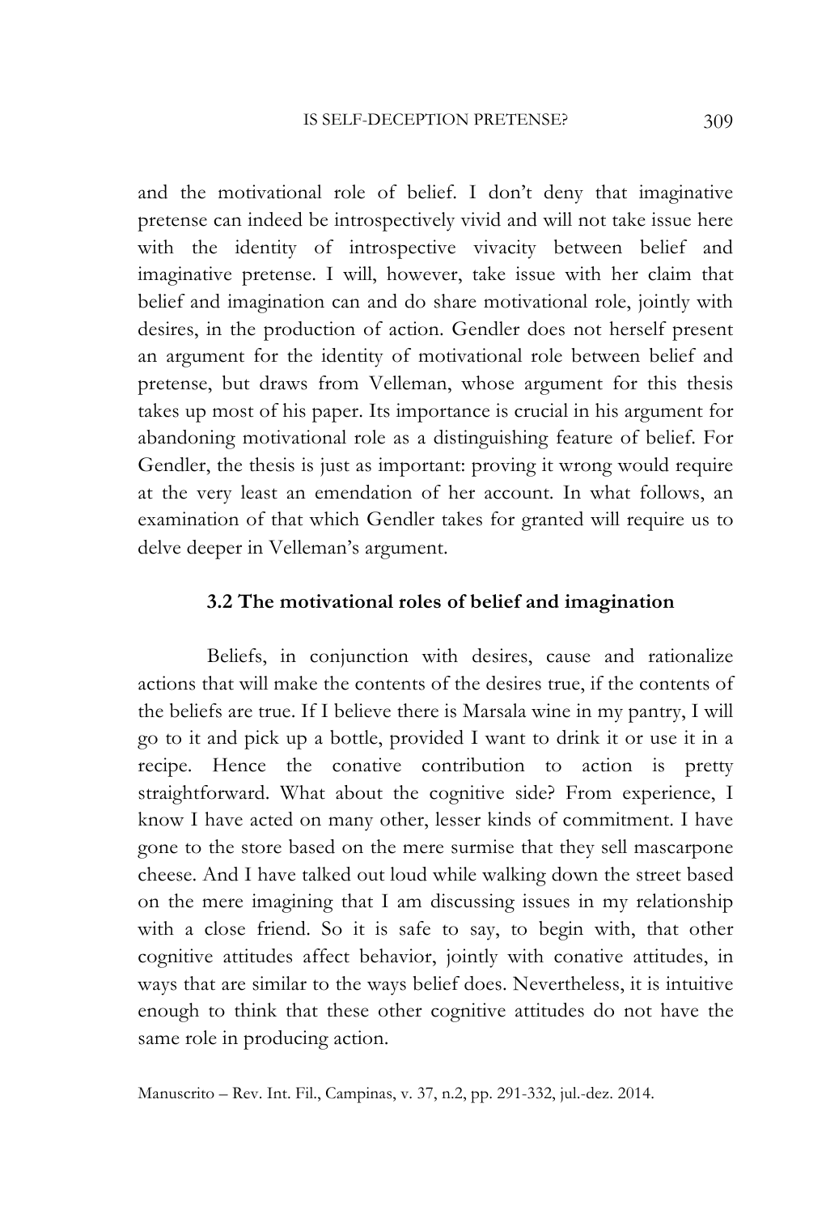and the motivational role of belief. I don't deny that imaginative pretense can indeed be introspectively vivid and will not take issue here with the identity of introspective vivacity between belief and imaginative pretense. I will, however, take issue with her claim that belief and imagination can and do share motivational role, jointly with desires, in the production of action. Gendler does not herself present an argument for the identity of motivational role between belief and pretense, but draws from Velleman, whose argument for this thesis takes up most of his paper. Its importance is crucial in his argument for abandoning motivational role as a distinguishing feature of belief. For Gendler, the thesis is just as important: proving it wrong would require at the very least an emendation of her account. In what follows, an examination of that which Gendler takes for granted will require us to delve deeper in Velleman's argument.

### 3.2 The motivational roles of belief and imagination

Beliefs, in conjunction with desires, cause and rationalize actions that will make the contents of the desires true, if the contents of the beliefs are true. If I believe there is Marsala wine in my pantry, I will go to it and pick up a bottle, provided I want to drink it or use it in a recipe. Hence the conative contribution to action is pretty straightforward. What about the cognitive side? From experience, I know I have acted on many other, lesser kinds of commitment. I have gone to the store based on the mere surmise that they sell mascarpone cheese. And I have talked out loud while walking down the street based on the mere imagining that I am discussing issues in my relationship with a close friend. So it is safe to say, to begin with, that other cognitive attitudes affect behavior, jointly with conative attitudes, in ways that are similar to the ways belief does. Nevertheless, it is intuitive enough to think that these other cognitive attitudes do not have the same role in producing action.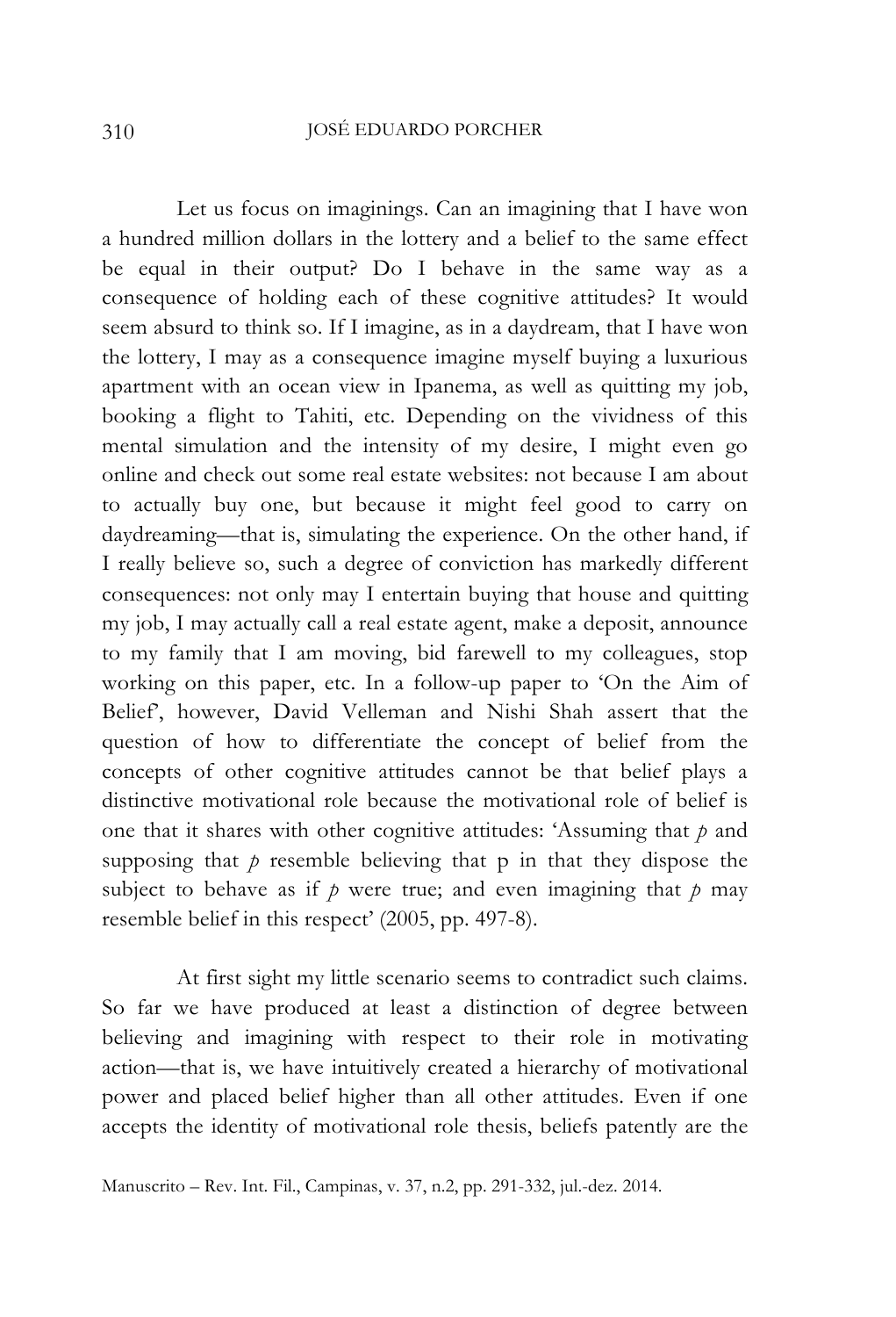Let us focus on imaginings. Can an imagining that I have won a hundred million dollars in the lottery and a belief to the same effect be equal in their output? Do I behave in the same way as a consequence of holding each of these cognitive attitudes? It would seem absurd to think so. If I imagine, as in a daydream, that I have won the lottery, I may as a consequence imagine myself buying a luxurious apartment with an ocean view in Ipanema, as well as quitting my job, booking a flight to Tahiti, etc. Depending on the vividness of this mental simulation and the intensity of my desire, I might even go online and check out some real estate websites: not because I am about to actually buy one, but because it might feel good to carry on daydreaming—that is, simulating the experience. On the other hand, if I really believe so, such a degree of conviction has markedly different consequences: not only may I entertain buying that house and quitting my job, I may actually call a real estate agent, make a deposit, announce to my family that I am moving, bid farewell to my colleagues, stop working on this paper, etc. In a follow-up paper to 'On the Aim of Belief', however, David Velleman and Nishi Shah assert that the question of how to differentiate the concept of belief from the concepts of other cognitive attitudes cannot be that belief plays a distinctive motivational role because the motivational role of belief is one that it shares with other cognitive attitudes: 'Assuming that *p* and supposing that *p* resemble believing that p in that they dispose the subject to behave as if *p* were true; and even imagining that *p* may resemble belief in this respect' (2005, pp. 497-8).

At first sight my little scenario seems to contradict such claims. So far we have produced at least a distinction of degree between believing and imagining with respect to their role in motivating action—that is, we have intuitively created a hierarchy of motivational power and placed belief higher than all other attitudes. Even if one accepts the identity of motivational role thesis, beliefs patently are the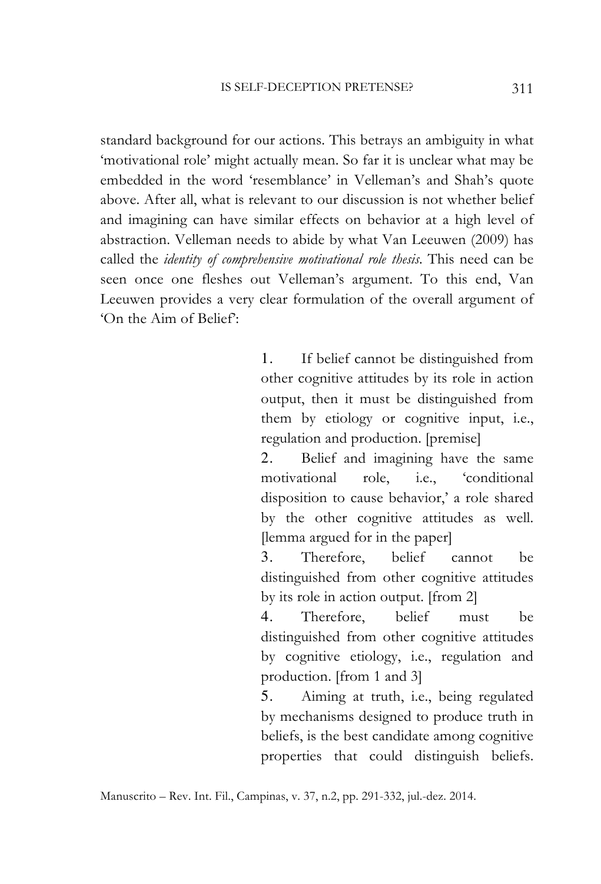standard background for our actions. This betrays an ambiguity in what 'motivational role' might actually mean. So far it is unclear what may be embedded in the word 'resemblance' in Velleman's and Shah's quote above. After all, what is relevant to our discussion is not whether belief and imagining can have similar effects on behavior at a high level of abstraction. Velleman needs to abide by what Van Leeuwen (2009) has called the *identity of comprehensive motivational role thesis*. This need can be seen once one fleshes out Velleman's argument. To this end, Van Leeuwen provides a very clear formulation of the overall argument of 'On the Aim of Belief':

> 1. If belief cannot be distinguished from other cognitive attitudes by its role in action output, then it must be distinguished from them by etiology or cognitive input, i.e., regulation and production. [premise]
> 2. Belief and imagining have the same motivational role, i.e., 'conditional disposition to cause behavior,' a role shared by the other cognitive attitudes as well. [lemma argued for in the paper]
> 3. Therefore, belief cannot be distinguished from other cognitive attitudes by its role in action output. [from 2]
> 4. Therefore, belief must be distinguished from other cognitive attitudes by cognitive etiology, i.e., regulation and production. [from 1 and 3]
> 5. Aiming at truth, i.e., being regulated by mechanisms designed to produce truth in beliefs, is the best candidate among cognitive properties that could distinguish beliefs.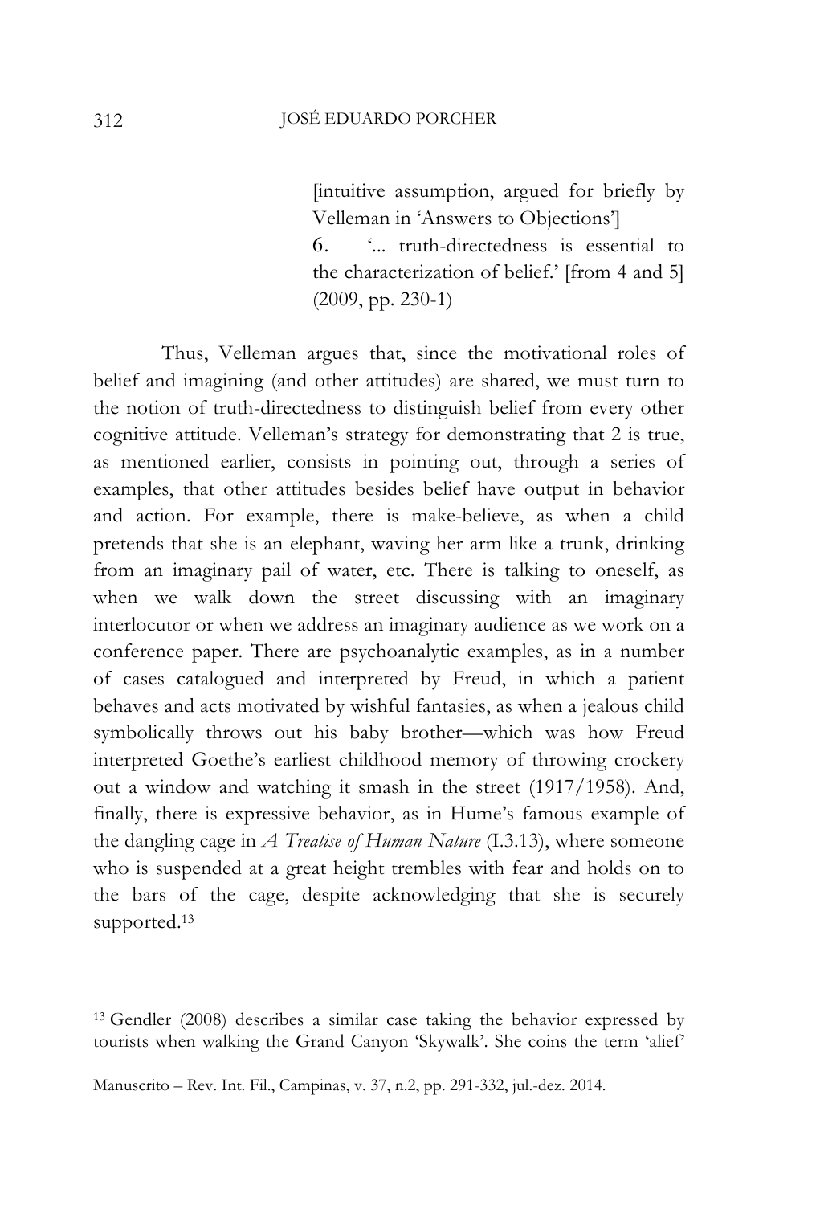[intuitive assumption, argued for briefly by Velleman in 'Answers to Objections']

6. '... truth-directedness is essential to the characterization of belief.' [from 4 and 5] (2009, pp. 230-1)

Thus, Velleman argues that, since the motivational roles of belief and imagining (and other attitudes) are shared, we must turn to the notion of truth-directedness to distinguish belief from every other cognitive attitude. Velleman's strategy for demonstrating that 2 is true, as mentioned earlier, consists in pointing out, through a series of examples, that other attitudes besides belief have output in behavior and action. For example, there is make-believe, as when a child pretends that she is an elephant, waving her arm like a trunk, drinking from an imaginary pail of water, etc. There is talking to oneself, as when we walk down the street discussing with an imaginary interlocutor or when we address an imaginary audience as we work on a conference paper. There are psychoanalytic examples, as in a number of cases catalogued and interpreted by Freud, in which a patient behaves and acts motivated by wishful fantasies, as when a jealous child symbolically throws out his baby brother—which was how Freud interpreted Goethe's earliest childhood memory of throwing crockery out a window and watching it smash in the street (1917/1958). And, finally, there is expressive behavior, as in Hume's famous example of the dangling cage in *A Treatise of Human Nature* (I.3.13), where someone who is suspended at a great height trembles with fear and holds on to the bars of the cage, despite acknowledging that she is securely supported.[13]

---

[13] Gendler (2008) describes a similar case taking the behavior expressed by tourists when walking the Grand Canyon 'Skywalk'. She coins the term 'alief'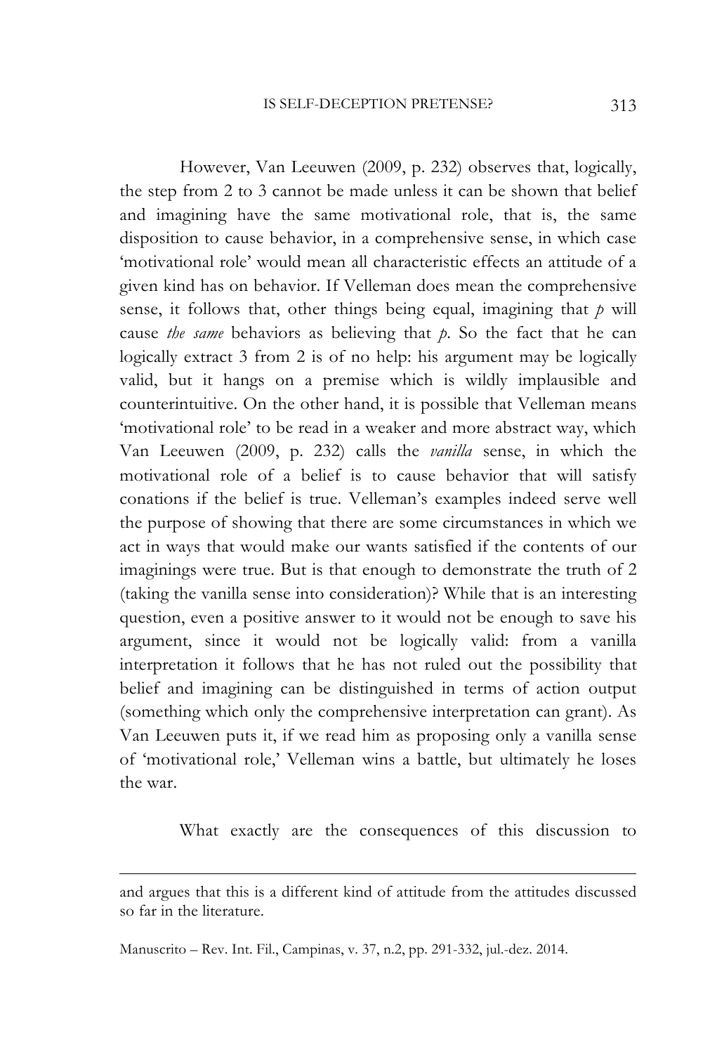However, Van Leeuwen (2009, p. 232) observes that, logically, the step from 2 to 3 cannot be made unless it can be shown that belief and imagining have the same motivational role, that is, the same disposition to cause behavior, in a comprehensive sense, in which case 'motivational role' would mean all characteristic effects an attitude of a given kind has on behavior. If Velleman does mean the comprehensive sense, it follows that, other things being equal, imagining that *p* will cause *the same* behaviors as believing that *p*. So the fact that he can logically extract 3 from 2 is of no help: his argument may be logically valid, but it hangs on a premise which is wildly implausible and counterintuitive. On the other hand, it is possible that Velleman means 'motivational role' to be read in a weaker and more abstract way, which Van Leeuwen (2009, p. 232) calls the *vanilla* sense, in which the motivational role of a belief is to cause behavior that will satisfy conations if the belief is true. Velleman's examples indeed serve well the purpose of showing that there are some circumstances in which we act in ways that would make our wants satisfied if the contents of our imaginings were true. But is that enough to demonstrate the truth of 2 (taking the vanilla sense into consideration)? While that is an interesting question, even a positive answer to it would not be enough to save his argument, since it would not be logically valid: from a vanilla interpretation it follows that he has not ruled out the possibility that belief and imagining can be distinguished in terms of action output (something which only the comprehensive interpretation can grant). As Van Leeuwen puts it, if we read him as proposing only a vanilla sense of 'motivational role,' Velleman wins a battle, but ultimately he loses the war.

What exactly are the consequences of this discussion to

---

and argues that this is a different kind of attitude from the attitudes discussed so far in the literature.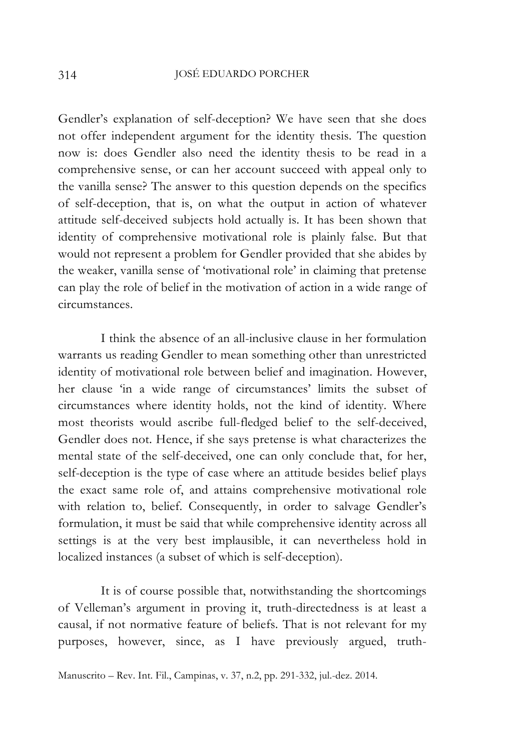Gendler's explanation of self-deception? We have seen that she does not offer independent argument for the identity thesis. The question now is: does Gendler also need the identity thesis to be read in a comprehensive sense, or can her account succeed with appeal only to the vanilla sense? The answer to this question depends on the specifics of self-deception, that is, on what the output in action of whatever attitude self-deceived subjects hold actually is. It has been shown that identity of comprehensive motivational role is plainly false. But that would not represent a problem for Gendler provided that she abides by the weaker, vanilla sense of 'motivational role' in claiming that pretense can play the role of belief in the motivation of action in a wide range of circumstances.

I think the absence of an all-inclusive clause in her formulation warrants us reading Gendler to mean something other than unrestricted identity of motivational role between belief and imagination. However, her clause 'in a wide range of circumstances' limits the subset of circumstances where identity holds, not the kind of identity. Where most theorists would ascribe full-fledged belief to the self-deceived, Gendler does not. Hence, if she says pretense is what characterizes the mental state of the self-deceived, one can only conclude that, for her, self-deception is the type of case where an attitude besides belief plays the exact same role of, and attains comprehensive motivational role with relation to, belief. Consequently, in order to salvage Gendler's formulation, it must be said that while comprehensive identity across all settings is at the very best implausible, it can nevertheless hold in localized instances (a subset of which is self-deception).

It is of course possible that, notwithstanding the shortcomings of Velleman's argument in proving it, truth-directedness is at least a causal, if not normative feature of beliefs. That is not relevant for my purposes, however, since, as I have previously argued, truth-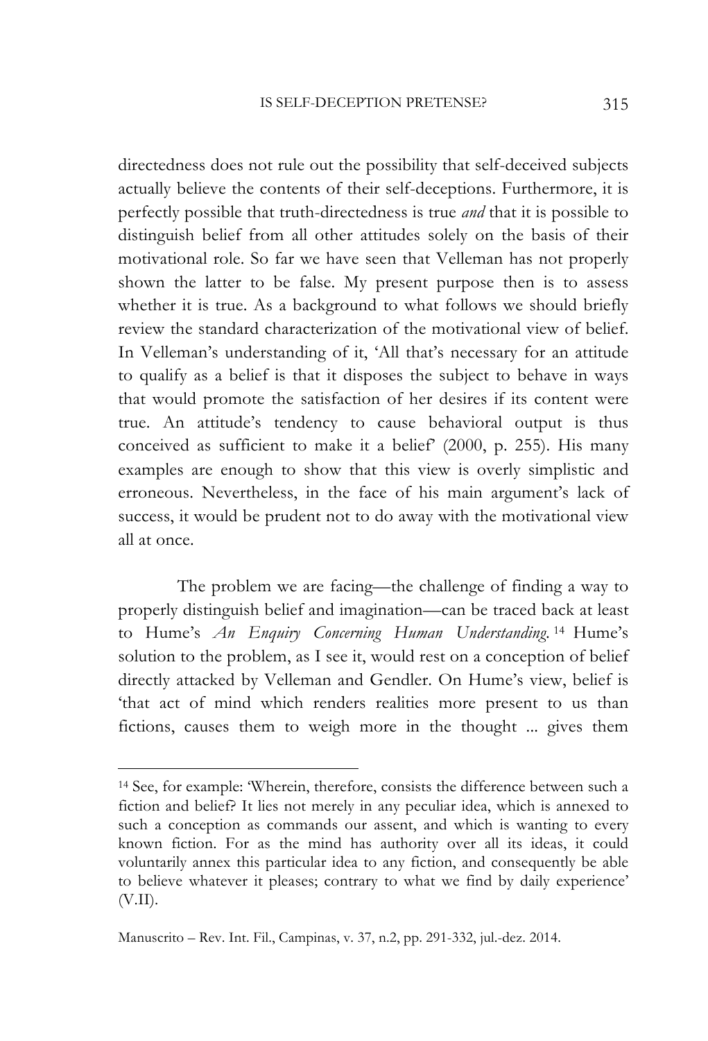directedness does not rule out the possibility that self-deceived subjects actually believe the contents of their self-deceptions. Furthermore, it is perfectly possible that truth-directedness is true *and* that it is possible to distinguish belief from all other attitudes solely on the basis of their motivational role. So far we have seen that Velleman has not properly shown the latter to be false. My present purpose then is to assess whether it is true. As a background to what follows we should briefly review the standard characterization of the motivational view of belief. In Velleman's understanding of it, 'All that's necessary for an attitude to qualify as a belief is that it disposes the subject to behave in ways that would promote the satisfaction of her desires if its content were true. An attitude's tendency to cause behavioral output is thus conceived as sufficient to make it a belief' (2000, p. 255). His many examples are enough to show that this view is overly simplistic and erroneous. Nevertheless, in the face of his main argument's lack of success, it would be prudent not to do away with the motivational view all at once.

The problem we are facing—the challenge of finding a way to properly distinguish belief and imagination—can be traced back at least to Hume's *An Enquiry Concerning Human Understanding.*[14] Hume's solution to the problem, as I see it, would rest on a conception of belief directly attacked by Velleman and Gendler. On Hume's view, belief is 'that act of mind which renders realities more present to us than fictions, causes them to weigh more in the thought ... gives them

---

[14] See, for example: 'Wherein, therefore, consists the difference between such a fiction and belief? It lies not merely in any peculiar idea, which is annexed to such a conception as commands our assent, and which is wanting to every known fiction. For as the mind has authority over all its ideas, it could voluntarily annex this particular idea to any fiction, and consequently be able to believe whatever it pleases; contrary to what we find by daily experience' (V.II).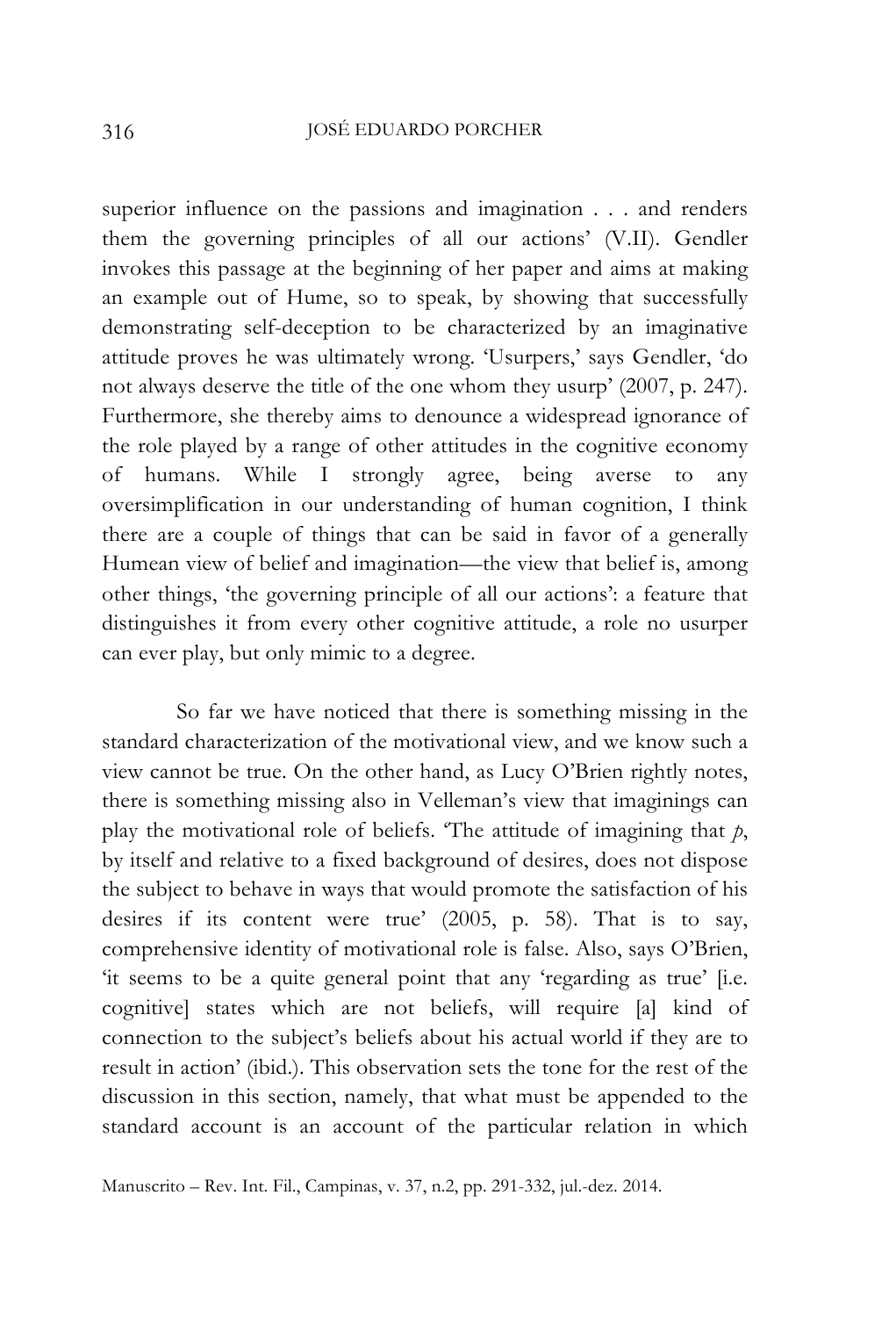superior influence on the passions and imagination . . . and renders them the governing principles of all our actions' (V.II). Gendler invokes this passage at the beginning of her paper and aims at making an example out of Hume, so to speak, by showing that successfully demonstrating self-deception to be characterized by an imaginative attitude proves he was ultimately wrong. 'Usurpers,' says Gendler, 'do not always deserve the title of the one whom they usurp' (2007, p. 247). Furthermore, she thereby aims to denounce a widespread ignorance of the role played by a range of other attitudes in the cognitive economy of humans. While I strongly agree, being averse to any oversimplification in our understanding of human cognition, I think there are a couple of things that can be said in favor of a generally Humean view of belief and imagination—the view that belief is, among other things, 'the governing principle of all our actions': a feature that distinguishes it from every other cognitive attitude, a role no usurper can ever play, but only mimic to a degree.

So far we have noticed that there is something missing in the standard characterization of the motivational view, and we know such a view cannot be true. On the other hand, as Lucy O'Brien rightly notes, there is something missing also in Velleman's view that imaginings can play the motivational role of beliefs. 'The attitude of imagining that *p*, by itself and relative to a fixed background of desires, does not dispose the subject to behave in ways that would promote the satisfaction of his desires if its content were true' (2005, p. 58). That is to say, comprehensive identity of motivational role is false. Also, says O'Brien, 'it seems to be a quite general point that any 'regarding as true' [i.e. cognitive] states which are not beliefs, will require [a] kind of connection to the subject's beliefs about his actual world if they are to result in action' (ibid.). This observation sets the tone for the rest of the discussion in this section, namely, that what must be appended to the standard account is an account of the particular relation in which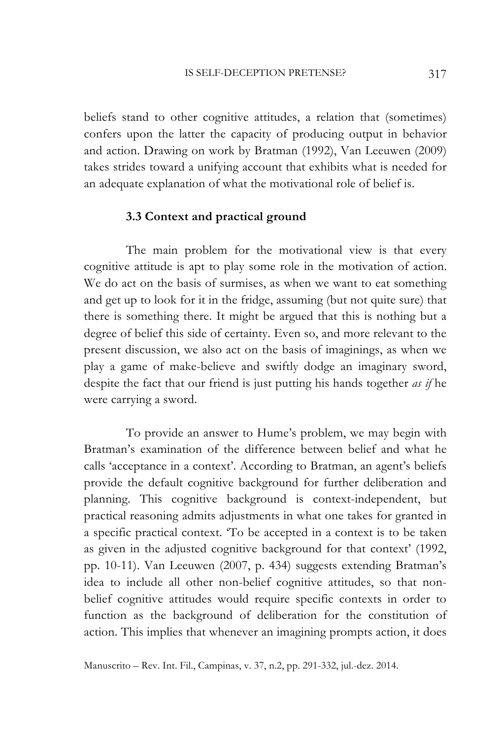beliefs stand to other cognitive attitudes, a relation that (sometimes) confers upon the latter the capacity of producing output in behavior and action. Drawing on work by Bratman (1992), Van Leeuwen (2009) takes strides toward a unifying account that exhibits what is needed for an adequate explanation of what the motivational role of belief is.

### 3.3 Context and practical ground

The main problem for the motivational view is that every cognitive attitude is apt to play some role in the motivation of action. We do act on the basis of surmises, as when we want to eat something and get up to look for it in the fridge, assuming (but not quite sure) that there is something there. It might be argued that this is nothing but a degree of belief this side of certainty. Even so, and more relevant to the present discussion, we also act on the basis of imaginings, as when we play a game of make-believe and swiftly dodge an imaginary sword, despite the fact that our friend is just putting his hands together *as if* he were carrying a sword.

To provide an answer to Hume's problem, we may begin with Bratman's examination of the difference between belief and what he calls 'acceptance in a context'. According to Bratman, an agent's beliefs provide the default cognitive background for further deliberation and planning. This cognitive background is context-independent, but practical reasoning admits adjustments in what one takes for granted in a specific practical context. 'To be accepted in a context is to be taken as given in the adjusted cognitive background for that context' (1992, pp. 10-11). Van Leeuwen (2007, p. 434) suggests extending Bratman's idea to include all other non-belief cognitive attitudes, so that non-belief cognitive attitudes would require specific contexts in order to function as the background of deliberation for the constitution of action. This implies that whenever an imagining prompts action, it does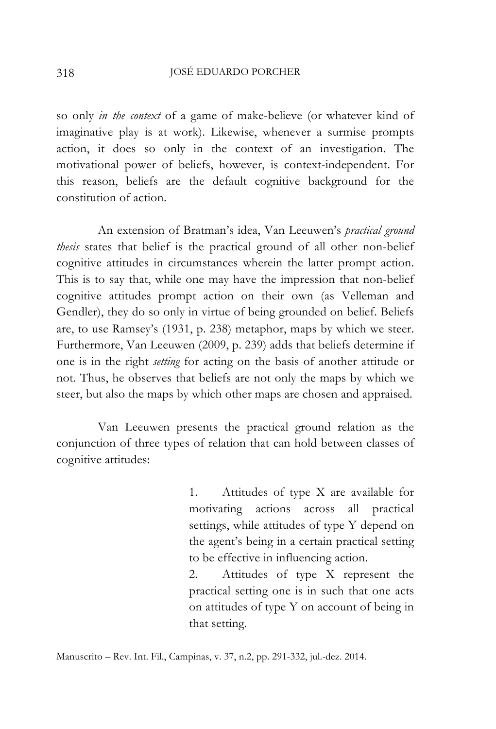so only *in the context* of a game of make-believe (or whatever kind of imaginative play is at work). Likewise, whenever a surmise prompts action, it does so only in the context of an investigation. The motivational power of beliefs, however, is context-independent. For this reason, beliefs are the default cognitive background for the constitution of action.

An extension of Bratman's idea, Van Leeuwen's *practical ground thesis* states that belief is the practical ground of all other non-belief cognitive attitudes in circumstances wherein the latter prompt action. This is to say that, while one may have the impression that non-belief cognitive attitudes prompt action on their own (as Velleman and Gendler), they do so only in virtue of being grounded on belief. Beliefs are, to use Ramsey's (1931, p. 238) metaphor, maps by which we steer. Furthermore, Van Leeuwen (2009, p. 239) adds that beliefs determine if one is in the right *setting* for acting on the basis of another attitude or not. Thus, he observes that beliefs are not only the maps by which we steer, but also the maps by which other maps are chosen and appraised.

Van Leeuwen presents the practical ground relation as the conjunction of three types of relation that can hold between classes of cognitive attitudes:

> 1. Attitudes of type X are available for motivating actions across all practical settings, while attitudes of type Y depend on the agent's being in a certain practical setting to be effective in influencing action.
> 2. Attitudes of type X represent the practical setting one is in such that one acts on attitudes of type Y on account of being in that setting.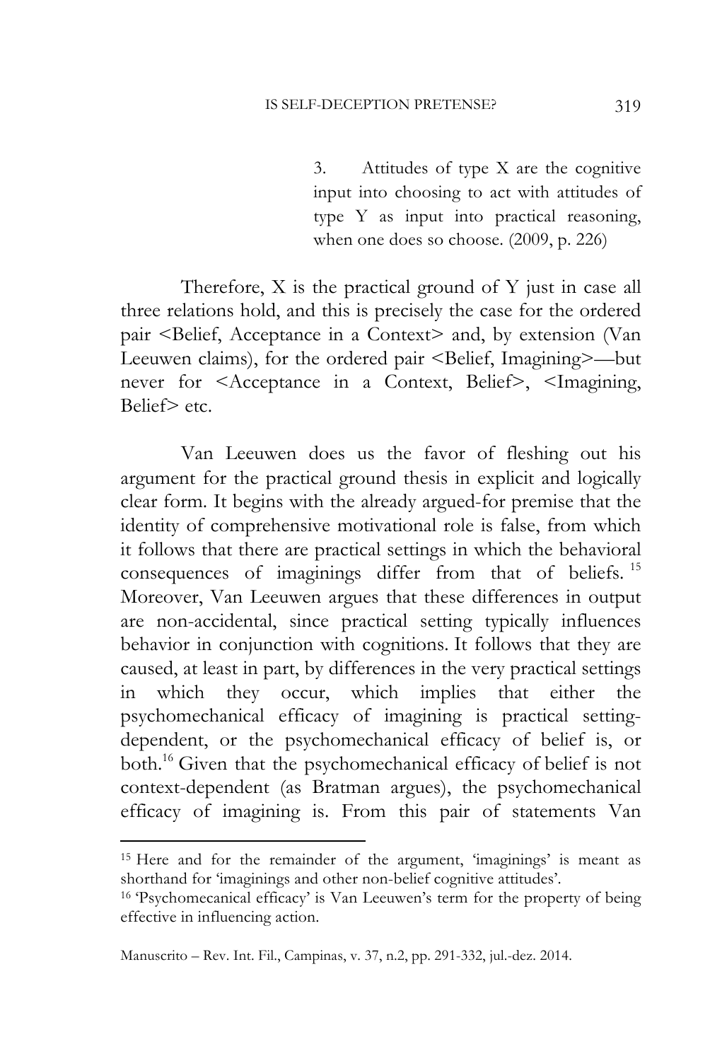> 3. Attitudes of type X are the cognitive input into choosing to act with attitudes of type Y as input into practical reasoning, when one does so choose. (2009, p. 226)

Therefore, X is the practical ground of Y just in case all three relations hold, and this is precisely the case for the ordered pair <Belief, Acceptance in a Context> and, by extension (Van Leeuwen claims), for the ordered pair <Belief, Imagining>—but never for <Acceptance in a Context, Belief>, <Imagining, Belief> etc.

Van Leeuwen does us the favor of fleshing out his argument for the practical ground thesis in explicit and logically clear form. It begins with the already argued-for premise that the identity of comprehensive motivational role is false, from which it follows that there are practical settings in which the behavioral consequences of imaginings differ from that of beliefs.[15] Moreover, Van Leeuwen argues that these differences in output are non-accidental, since practical setting typically influences behavior in conjunction with cognitions. It follows that they are caused, at least in part, by differences in the very practical settings in which they occur, which implies that either the psychomechanical efficacy of imagining is practical setting-dependent, or the psychomechanical efficacy of belief is, or both.[16] Given that the psychomechanical efficacy of belief is not context-dependent (as Bratman argues), the psychomechanical efficacy of imagining is. From this pair of statements Van

[15] Here and for the remainder of the argument, 'imaginings' is meant as shorthand for 'imaginings and other non-belief cognitive attitudes'.

[16] 'Psychomecanical efficacy' is Van Leeuwen's term for the property of being effective in influencing action.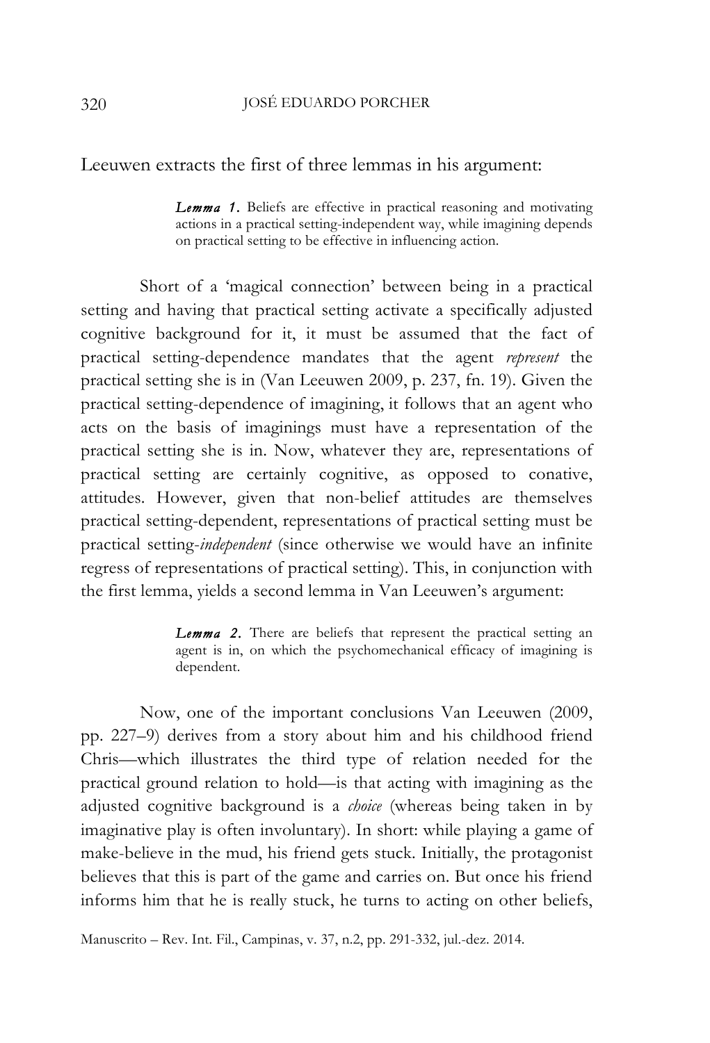Leeuwen extracts the first of three lemmas in his argument:

> ***Lemma 1.*** Beliefs are effective in practical reasoning and motivating actions in a practical setting-independent way, while imagining depends on practical setting to be effective in influencing action.

Short of a 'magical connection' between being in a practical setting and having that practical setting activate a specifically adjusted cognitive background for it, it must be assumed that the fact of practical setting-dependence mandates that the agent *represent* the practical setting she is in (Van Leeuwen 2009, p. 237, fn. 19). Given the practical setting-dependence of imagining, it follows that an agent who acts on the basis of imaginings must have a representation of the practical setting she is in. Now, whatever they are, representations of practical setting are certainly cognitive, as opposed to conative, attitudes. However, given that non-belief attitudes are themselves practical setting-dependent, representations of practical setting must be practical setting-*independent* (since otherwise we would have an infinite regress of representations of practical setting). This, in conjunction with the first lemma, yields a second lemma in Van Leeuwen's argument:

> ***Lemma 2.*** There are beliefs that represent the practical setting an agent is in, on which the psychomechanical efficacy of imagining is dependent.

Now, one of the important conclusions Van Leeuwen (2009, pp. 227–9) derives from a story about him and his childhood friend Chris—which illustrates the third type of relation needed for the practical ground relation to hold—is that acting with imagining as the adjusted cognitive background is a *choice* (whereas being taken in by imaginative play is often involuntary). In short: while playing a game of make-believe in the mud, his friend gets stuck. Initially, the protagonist believes that this is part of the game and carries on. But once his friend informs him that he is really stuck, he turns to acting on other beliefs,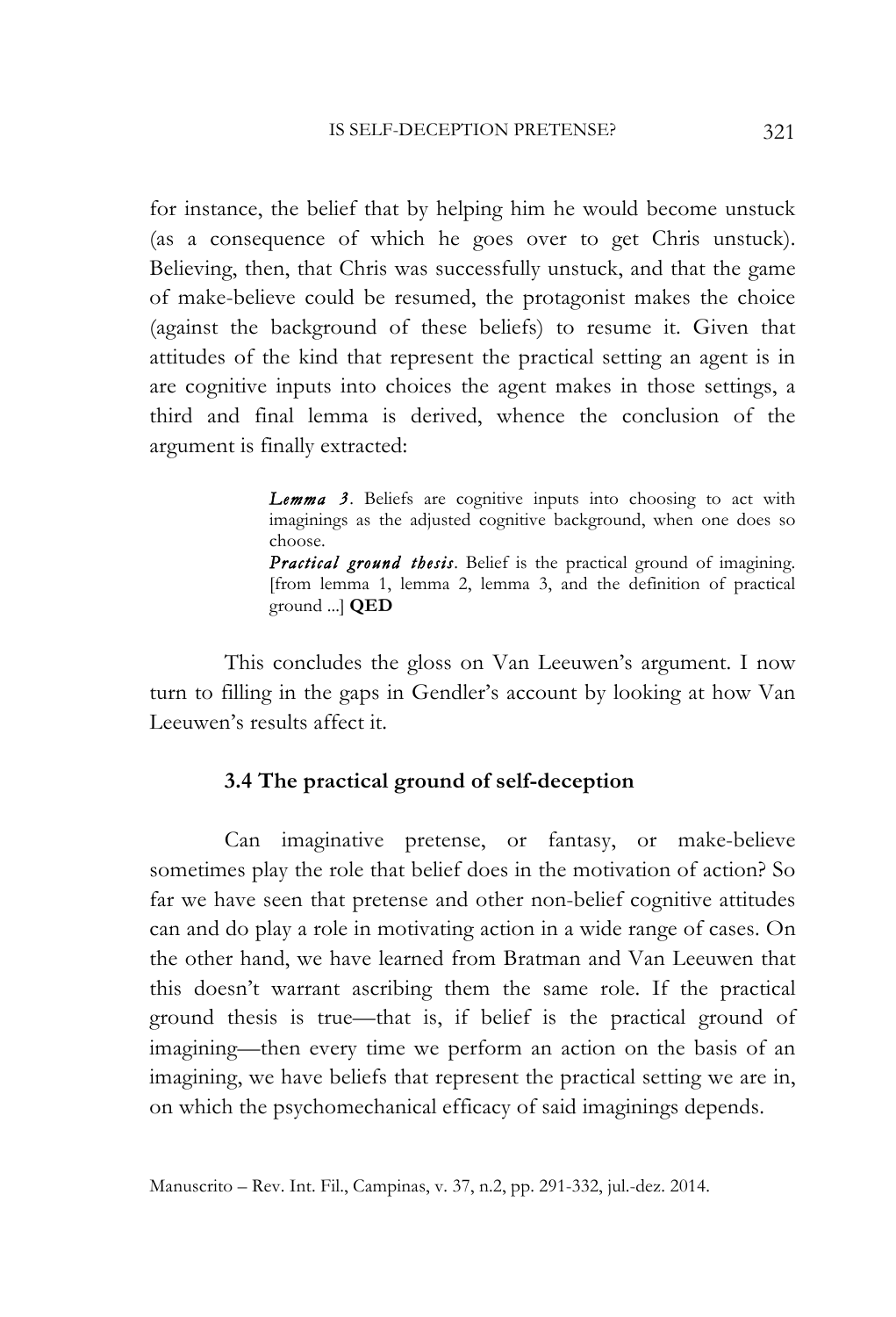for instance, the belief that by helping him he would become unstuck (as a consequence of which he goes over to get Chris unstuck). Believing, then, that Chris was successfully unstuck, and that the game of make-believe could be resumed, the protagonist makes the choice (against the background of these beliefs) to resume it. Given that attitudes of the kind that represent the practical setting an agent is in are cognitive inputs into choices the agent makes in those settings, a third and final lemma is derived, whence the conclusion of the argument is finally extracted:

> ***Lemma 3***. Beliefs are cognitive inputs into choosing to act with imaginings as the adjusted cognitive background, when one does so choose.
>
> ***Practical ground thesis***. Belief is the practical ground of imagining. [from lemma 1, lemma 2, lemma 3, and the definition of practical ground ...] **QED**

This concludes the gloss on Van Leeuwen's argument. I now turn to filling in the gaps in Gendler's account by looking at how Van Leeuwen's results affect it.

### 3.4 The practical ground of self-deception

Can imaginative pretense, or fantasy, or make-believe sometimes play the role that belief does in the motivation of action? So far we have seen that pretense and other non-belief cognitive attitudes can and do play a role in motivating action in a wide range of cases. On the other hand, we have learned from Bratman and Van Leeuwen that this doesn't warrant ascribing them the same role. If the practical ground thesis is true—that is, if belief is the practical ground of imagining—then every time we perform an action on the basis of an imagining, we have beliefs that represent the practical setting we are in, on which the psychomechanical efficacy of said imaginings depends.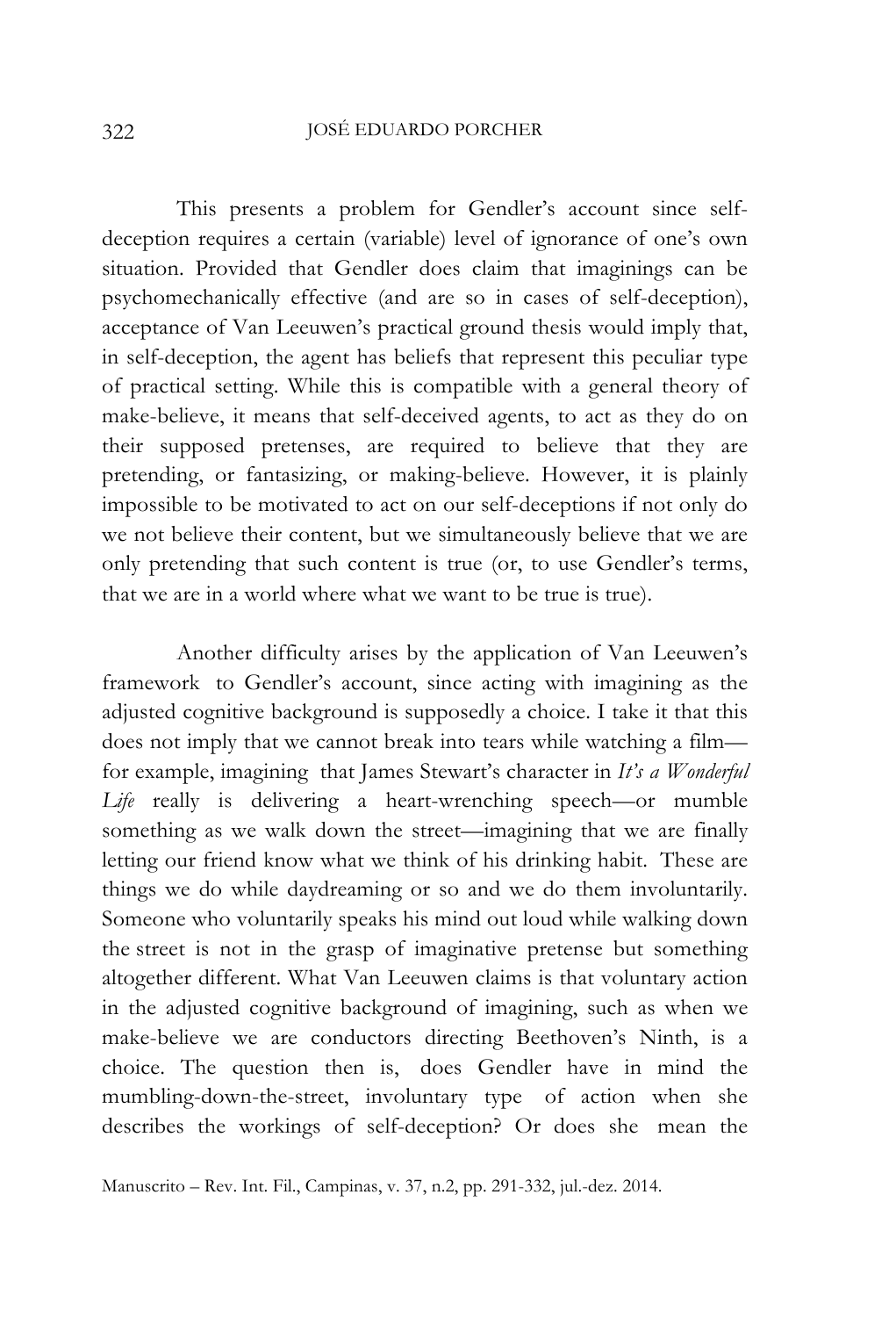This presents a problem for Gendler's account since self-deception requires a certain (variable) level of ignorance of one's own situation. Provided that Gendler does claim that imaginings can be psychomechanically effective (and are so in cases of self-deception), acceptance of Van Leeuwen's practical ground thesis would imply that, in self-deception, the agent has beliefs that represent this peculiar type of practical setting. While this is compatible with a general theory of make-believe, it means that self-deceived agents, to act as they do on their supposed pretenses, are required to believe that they are pretending, or fantasizing, or making-believe. However, it is plainly impossible to be motivated to act on our self-deceptions if not only do we not believe their content, but we simultaneously believe that we are only pretending that such content is true (or, to use Gendler's terms, that we are in a world where what we want to be true is true).

Another difficulty arises by the application of Van Leeuwen's framework to Gendler's account, since acting with imagining as the adjusted cognitive background is supposedly a choice. I take it that this does not imply that we cannot break into tears while watching a film—for example, imagining that James Stewart's character in *It's a Wonderful Life* really is delivering a heart-wrenching speech—or mumble something as we walk down the street—imagining that we are finally letting our friend know what we think of his drinking habit. These are things we do while daydreaming or so and we do them involuntarily. Someone who voluntarily speaks his mind out loud while walking down the street is not in the grasp of imaginative pretense but something altogether different. What Van Leeuwen claims is that voluntary action in the adjusted cognitive background of imagining, such as when we make-believe we are conductors directing Beethoven's Ninth, is a choice. The question then is, does Gendler have in mind the mumbling-down-the-street, involuntary type of action when she describes the workings of self-deception? Or does she mean the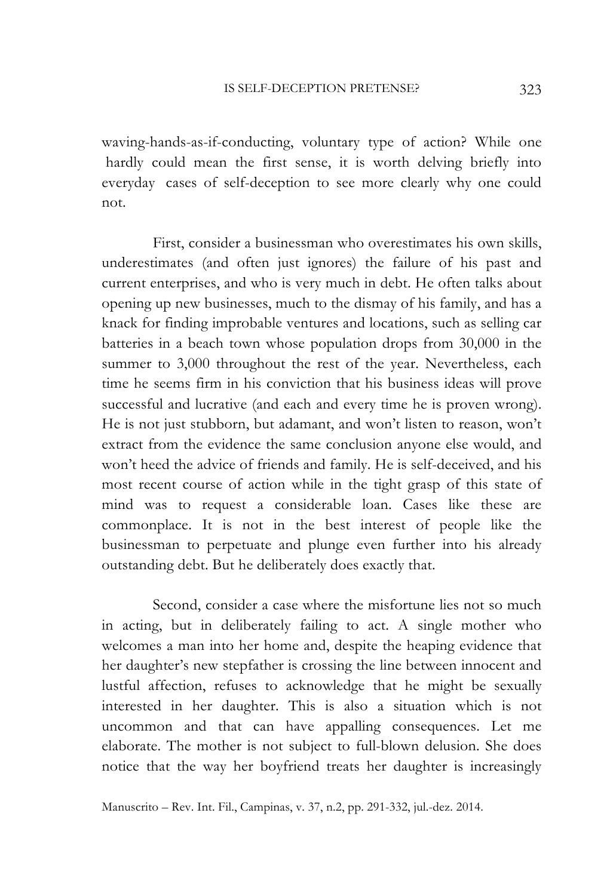waving-hands-as-if-conducting, voluntary type of action? While one hardly could mean the first sense, it is worth delving briefly into everyday cases of self-deception to see more clearly why one could not.

First, consider a businessman who overestimates his own skills, underestimates (and often just ignores) the failure of his past and current enterprises, and who is very much in debt. He often talks about opening up new businesses, much to the dismay of his family, and has a knack for finding improbable ventures and locations, such as selling car batteries in a beach town whose population drops from 30,000 in the summer to 3,000 throughout the rest of the year. Nevertheless, each time he seems firm in his conviction that his business ideas will prove successful and lucrative (and each and every time he is proven wrong). He is not just stubborn, but adamant, and won't listen to reason, won't extract from the evidence the same conclusion anyone else would, and won't heed the advice of friends and family. He is self-deceived, and his most recent course of action while in the tight grasp of this state of mind was to request a considerable loan. Cases like these are commonplace. It is not in the best interest of people like the businessman to perpetuate and plunge even further into his already outstanding debt. But he deliberately does exactly that.

Second, consider a case where the misfortune lies not so much in acting, but in deliberately failing to act. A single mother who welcomes a man into her home and, despite the heaping evidence that her daughter's new stepfather is crossing the line between innocent and lustful affection, refuses to acknowledge that he might be sexually interested in her daughter. This is also a situation which is not uncommon and that can have appalling consequences. Let me elaborate. The mother is not subject to full-blown delusion. She does notice that the way her boyfriend treats her daughter is increasingly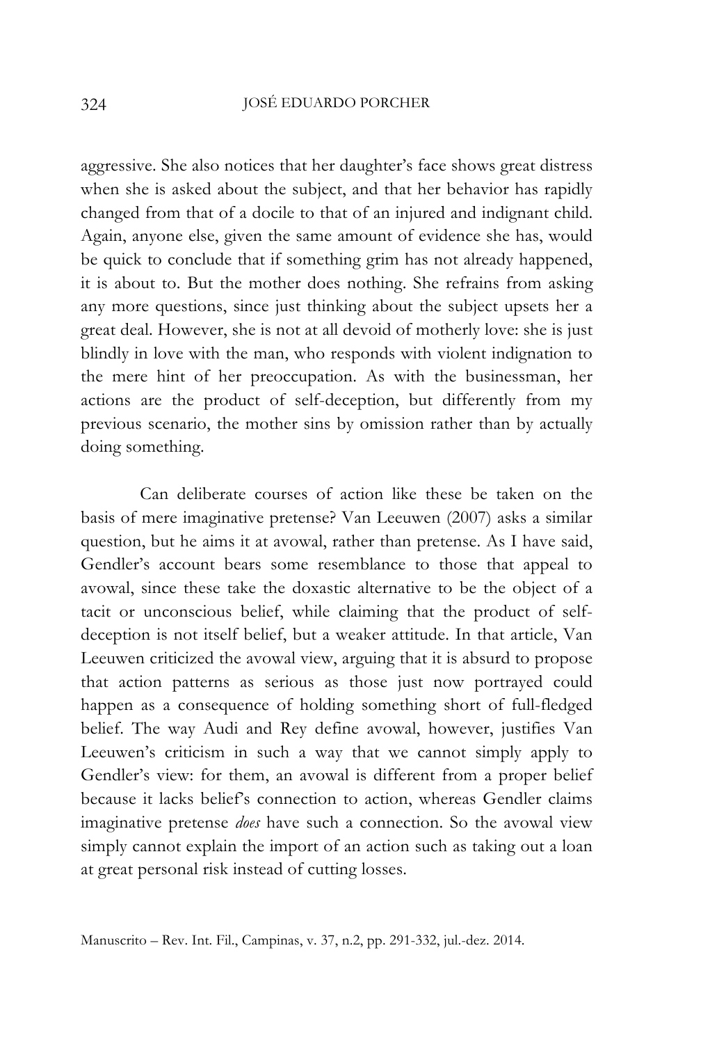aggressive. She also notices that her daughter's face shows great distress when she is asked about the subject, and that her behavior has rapidly changed from that of a docile to that of an injured and indignant child. Again, anyone else, given the same amount of evidence she has, would be quick to conclude that if something grim has not already happened, it is about to. But the mother does nothing. She refrains from asking any more questions, since just thinking about the subject upsets her a great deal. However, she is not at all devoid of motherly love: she is just blindly in love with the man, who responds with violent indignation to the mere hint of her preoccupation. As with the businessman, her actions are the product of self-deception, but differently from my previous scenario, the mother sins by omission rather than by actually doing something.

Can deliberate courses of action like these be taken on the basis of mere imaginative pretense? Van Leeuwen (2007) asks a similar question, but he aims it at avowal, rather than pretense. As I have said, Gendler's account bears some resemblance to those that appeal to avowal, since these take the doxastic alternative to be the object of a tacit or unconscious belief, while claiming that the product of self-deception is not itself belief, but a weaker attitude. In that article, Van Leeuwen criticized the avowal view, arguing that it is absurd to propose that action patterns as serious as those just now portrayed could happen as a consequence of holding something short of full-fledged belief. The way Audi and Rey define avowal, however, justifies Van Leeuwen's criticism in such a way that we cannot simply apply to Gendler's view: for them, an avowal is different from a proper belief because it lacks belief's connection to action, whereas Gendler claims imaginative pretense *does* have such a connection. So the avowal view simply cannot explain the import of an action such as taking out a loan at great personal risk instead of cutting losses.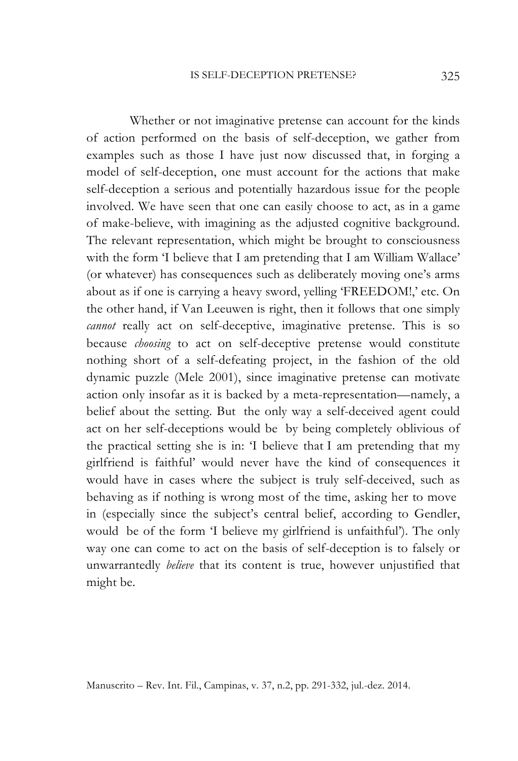Whether or not imaginative pretense can account for the kinds of action performed on the basis of self-deception, we gather from examples such as those I have just now discussed that, in forging a model of self-deception, one must account for the actions that make self-deception a serious and potentially hazardous issue for the people involved. We have seen that one can easily choose to act, as in a game of make-believe, with imagining as the adjusted cognitive background. The relevant representation, which might be brought to consciousness with the form 'I believe that I am pretending that I am William Wallace' (or whatever) has consequences such as deliberately moving one's arms about as if one is carrying a heavy sword, yelling 'FREEDOM!,' etc. On the other hand, if Van Leeuwen is right, then it follows that one simply *cannot* really act on self-deceptive, imaginative pretense. This is so because *choosing* to act on self-deceptive pretense would constitute nothing short of a self-defeating project, in the fashion of the old dynamic puzzle (Mele 2001), since imaginative pretense can motivate action only insofar as it is backed by a meta-representation—namely, a belief about the setting. But the only way a self-deceived agent could act on her self-deceptions would be by being completely oblivious of the practical setting she is in: 'I believe that I am pretending that my girlfriend is faithful' would never have the kind of consequences it would have in cases where the subject is truly self-deceived, such as behaving as if nothing is wrong most of the time, asking her to move in (especially since the subject's central belief, according to Gendler, would be of the form 'I believe my girlfriend is unfaithful'). The only way one can come to act on the basis of self-deception is to falsely or unwarrantedly *believe* that its content is true, however unjustified that might be.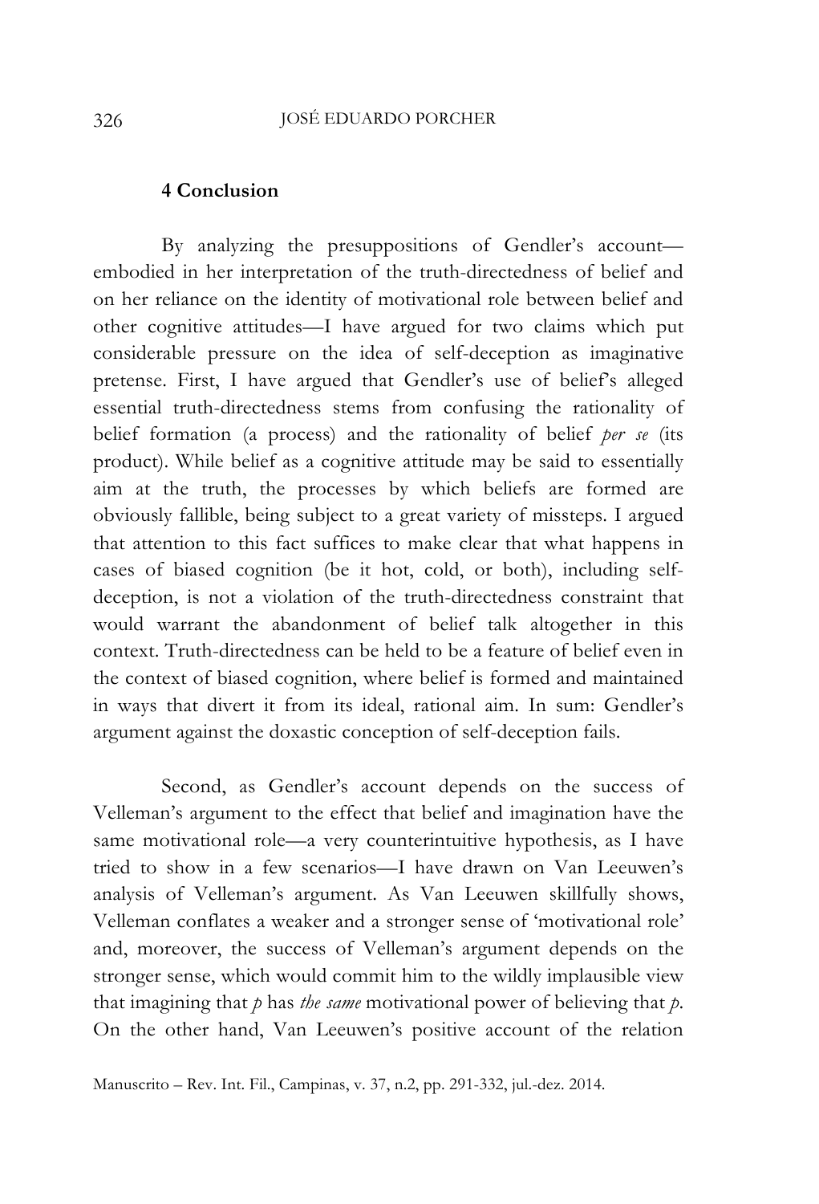## 4 Conclusion

By analyzing the presuppositions of Gendler's account—embodied in her interpretation of the truth-directedness of belief and on her reliance on the identity of motivational role between belief and other cognitive attitudes—I have argued for two claims which put considerable pressure on the idea of self-deception as imaginative pretense. First, I have argued that Gendler's use of belief's alleged essential truth-directedness stems from confusing the rationality of belief formation (a process) and the rationality of belief *per se* (its product). While belief as a cognitive attitude may be said to essentially aim at the truth, the processes by which beliefs are formed are obviously fallible, being subject to a great variety of missteps. I argued that attention to this fact suffices to make clear that what happens in cases of biased cognition (be it hot, cold, or both), including self-deception, is not a violation of the truth-directedness constraint that would warrant the abandonment of belief talk altogether in this context. Truth-directedness can be held to be a feature of belief even in the context of biased cognition, where belief is formed and maintained in ways that divert it from its ideal, rational aim. In sum: Gendler's argument against the doxastic conception of self-deception fails.

Second, as Gendler's account depends on the success of Velleman's argument to the effect that belief and imagination have the same motivational role—a very counterintuitive hypothesis, as I have tried to show in a few scenarios—I have drawn on Van Leeuwen's analysis of Velleman's argument. As Van Leeuwen skillfully shows, Velleman conflates a weaker and a stronger sense of 'motivational role' and, moreover, the success of Velleman's argument depends on the stronger sense, which would commit him to the wildly implausible view that imagining that *p* has *the same* motivational power of believing that *p*. On the other hand, Van Leeuwen's positive account of the relation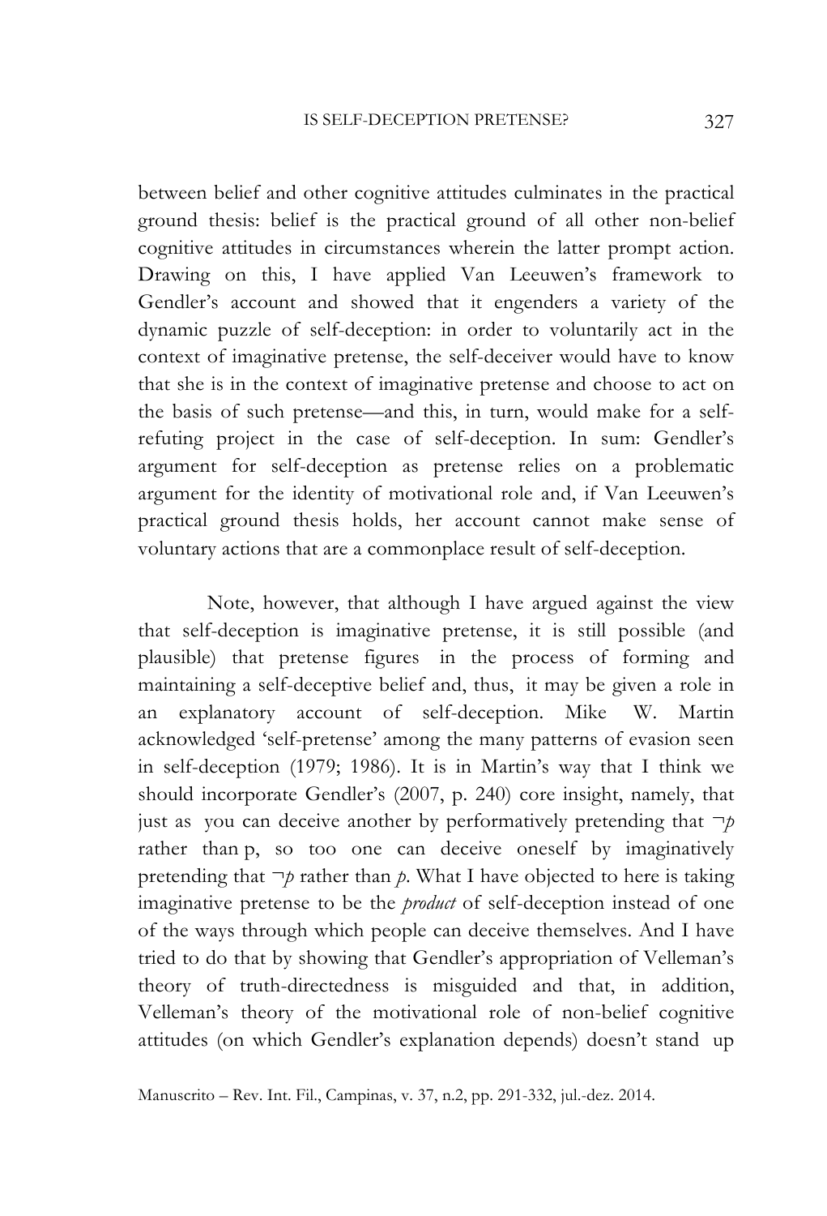between belief and other cognitive attitudes culminates in the practical ground thesis: belief is the practical ground of all other non-belief cognitive attitudes in circumstances wherein the latter prompt action. Drawing on this, I have applied Van Leeuwen's framework to Gendler's account and showed that it engenders a variety of the dynamic puzzle of self-deception: in order to voluntarily act in the context of imaginative pretense, the self-deceiver would have to know that she is in the context of imaginative pretense and choose to act on the basis of such pretense—and this, in turn, would make for a self-refuting project in the case of self-deception. In sum: Gendler's argument for self-deception as pretense relies on a problematic argument for the identity of motivational role and, if Van Leeuwen's practical ground thesis holds, her account cannot make sense of voluntary actions that are a commonplace result of self-deception.

Note, however, that although I have argued against the view that self-deception is imaginative pretense, it is still possible (and plausible) that pretense figures in the process of forming and maintaining a self-deceptive belief and, thus, it may be given a role in an explanatory account of self-deception. Mike W. Martin acknowledged 'self-pretense' among the many patterns of evasion seen in self-deception (1979; 1986). It is in Martin's way that I think we should incorporate Gendler's (2007, p. 240) core insight, namely, that just as you can deceive another by performatively pretending that $\neg p$ rather than p, so too one can deceive oneself by imaginatively pretending that $\neg p$ rather than $p$. What I have objected to here is taking imaginative pretense to be the *product* of self-deception instead of one of the ways through which people can deceive themselves. And I have tried to do that by showing that Gendler's appropriation of Velleman's theory of truth-directedness is misguided and that, in addition, Velleman's theory of the motivational role of non-belief cognitive attitudes (on which Gendler's explanation depends) doesn't stand up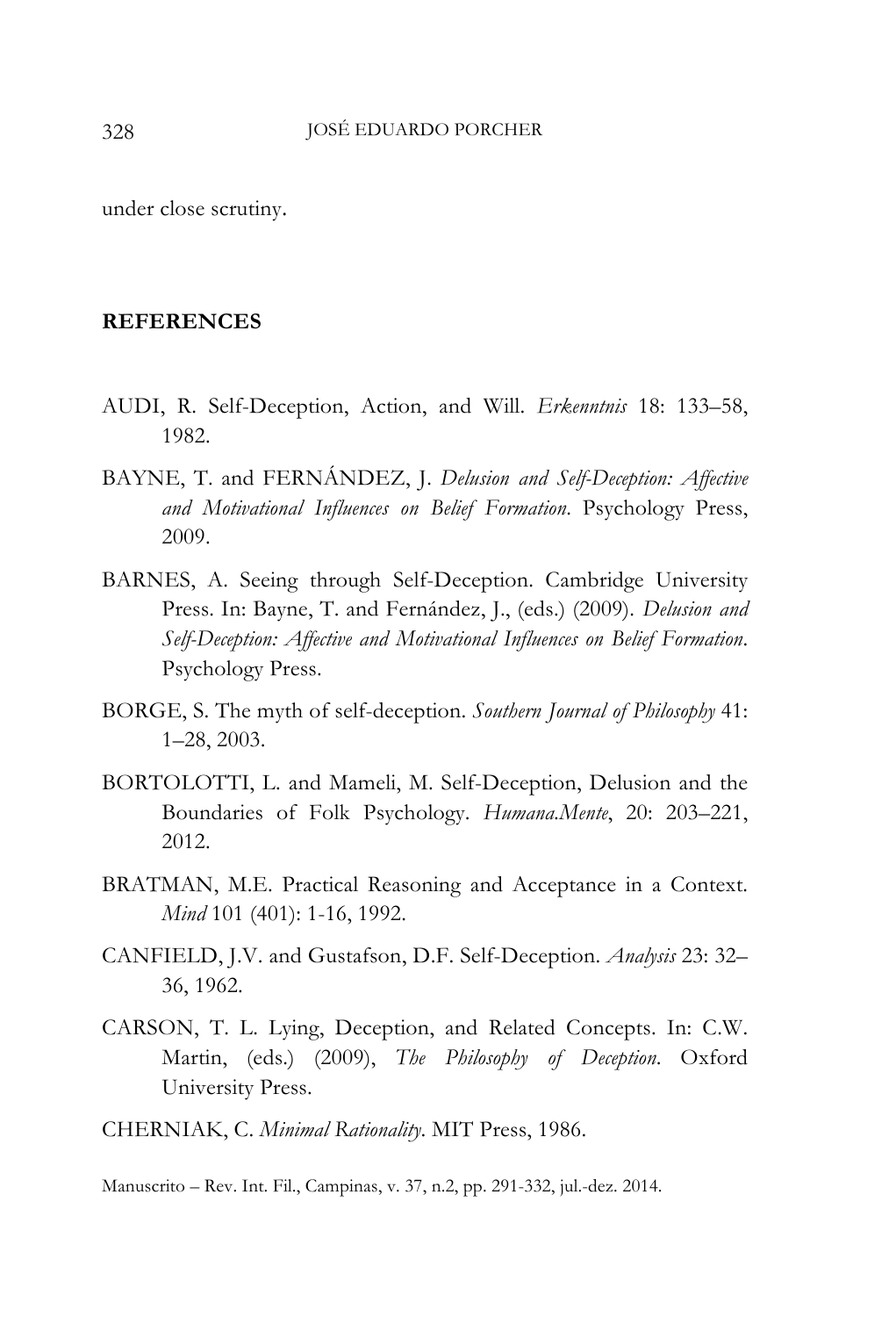under close scrutiny.

## REFERENCES

AUDI, R. Self-Deception, Action, and Will. *Erkenntnis* 18: 133–58, 1982.

BAYNE, T. and FERNÁNDEZ, J. *Delusion and Self-Deception: Affective and Motivational Influences on Belief Formation*. Psychology Press, 2009.

BARNES, A. Seeing through Self-Deception. Cambridge University Press. In: Bayne, T. and Fernández, J., (eds.) (2009). *Delusion and Self-Deception: Affective and Motivational Influences on Belief Formation*. Psychology Press.

BORGE, S. The myth of self-deception. *Southern Journal of Philosophy* 41: 1–28, 2003.

BORTOLOTTI, L. and Mameli, M. Self-Deception, Delusion and the Boundaries of Folk Psychology. *Humana.Mente*, 20: 203–221, 2012.

BRATMAN, M.E. Practical Reasoning and Acceptance in a Context. *Mind* 101 (401): 1-16, 1992.

CANFIELD, J.V. and Gustafson, D.F. Self-Deception. *Analysis* 23: 32–36, 1962.

CARSON, T. L. Lying, Deception, and Related Concepts. In: C.W. Martin, (eds.) (2009), *The Philosophy of Deception*. Oxford University Press.

CHERNIAK, C. *Minimal Rationality*. MIT Press, 1986.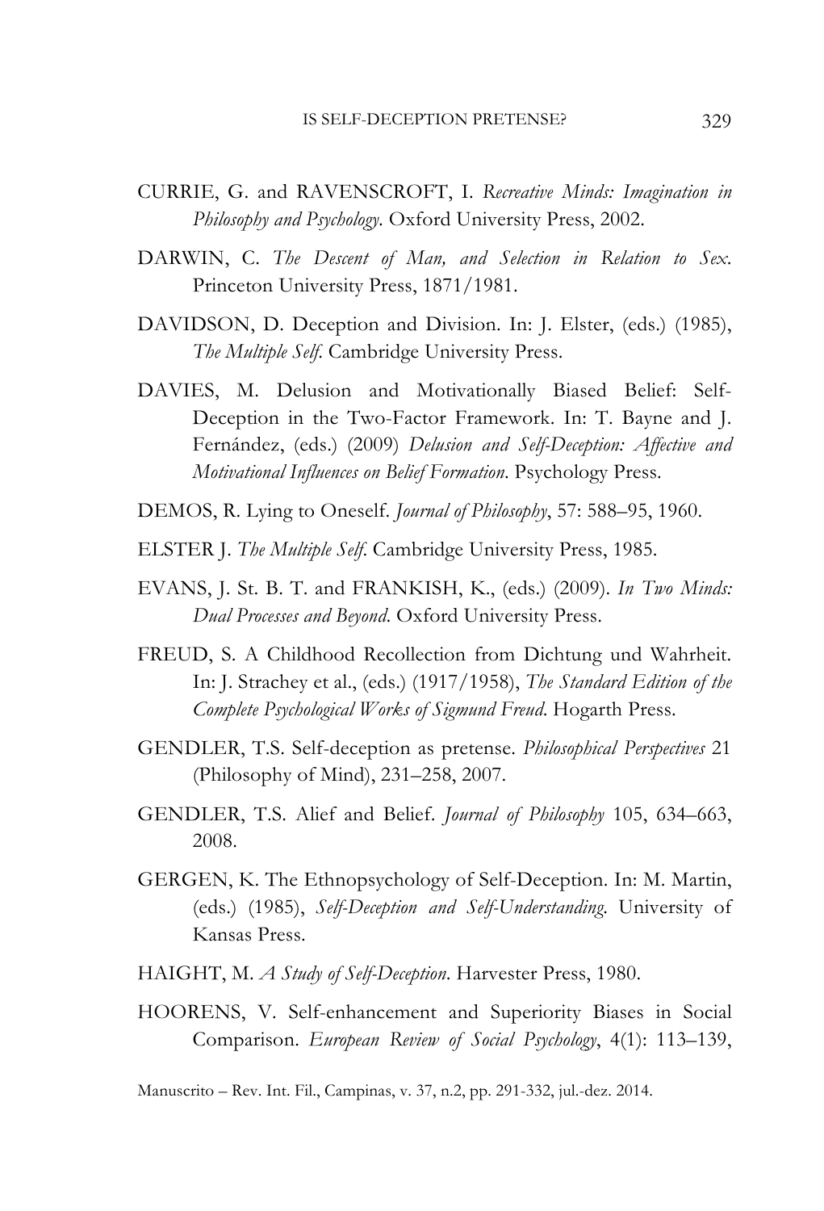CURRIE, G. and RAVENSCROFT, I. *Recreative Minds: Imagination in Philosophy and Psychology*. Oxford University Press, 2002.

DARWIN, C. *The Descent of Man, and Selection in Relation to Sex*. Princeton University Press, 1871/1981.

DAVIDSON, D. Deception and Division. In: J. Elster, (eds.) (1985), *The Multiple Self*. Cambridge University Press.

DAVIES, M. Delusion and Motivationally Biased Belief: Self-Deception in the Two-Factor Framework. In: T. Bayne and J. Fernández, (eds.) (2009) *Delusion and Self-Deception: Affective and Motivational Influences on Belief Formation*. Psychology Press.

DEMOS, R. Lying to Oneself. *Journal of Philosophy*, 57: 588–95, 1960.

ELSTER J. *The Multiple Self*. Cambridge University Press, 1985.

EVANS, J. St. B. T. and FRANKISH, K., (eds.) (2009). *In Two Minds: Dual Processes and Beyond*. Oxford University Press.

FREUD, S. A Childhood Recollection from Dichtung und Wahrheit. In: J. Strachey et al., (eds.) (1917/1958), *The Standard Edition of the Complete Psychological Works of Sigmund Freud*. Hogarth Press.

GENDLER, T.S. Self-deception as pretense. *Philosophical Perspectives* 21 (Philosophy of Mind), 231–258, 2007.

GENDLER, T.S. Alief and Belief. *Journal of Philosophy* 105, 634–663, 2008.

GERGEN, K. The Ethnopsychology of Self-Deception. In: M. Martin, (eds.) (1985), *Self-Deception and Self-Understanding*. University of Kansas Press.

HAIGHT, M. *A Study of Self-Deception*. Harvester Press, 1980.

HOORENS, V. Self-enhancement and Superiority Biases in Social Comparison. *European Review of Social Psychology*, 4(1): 113–139,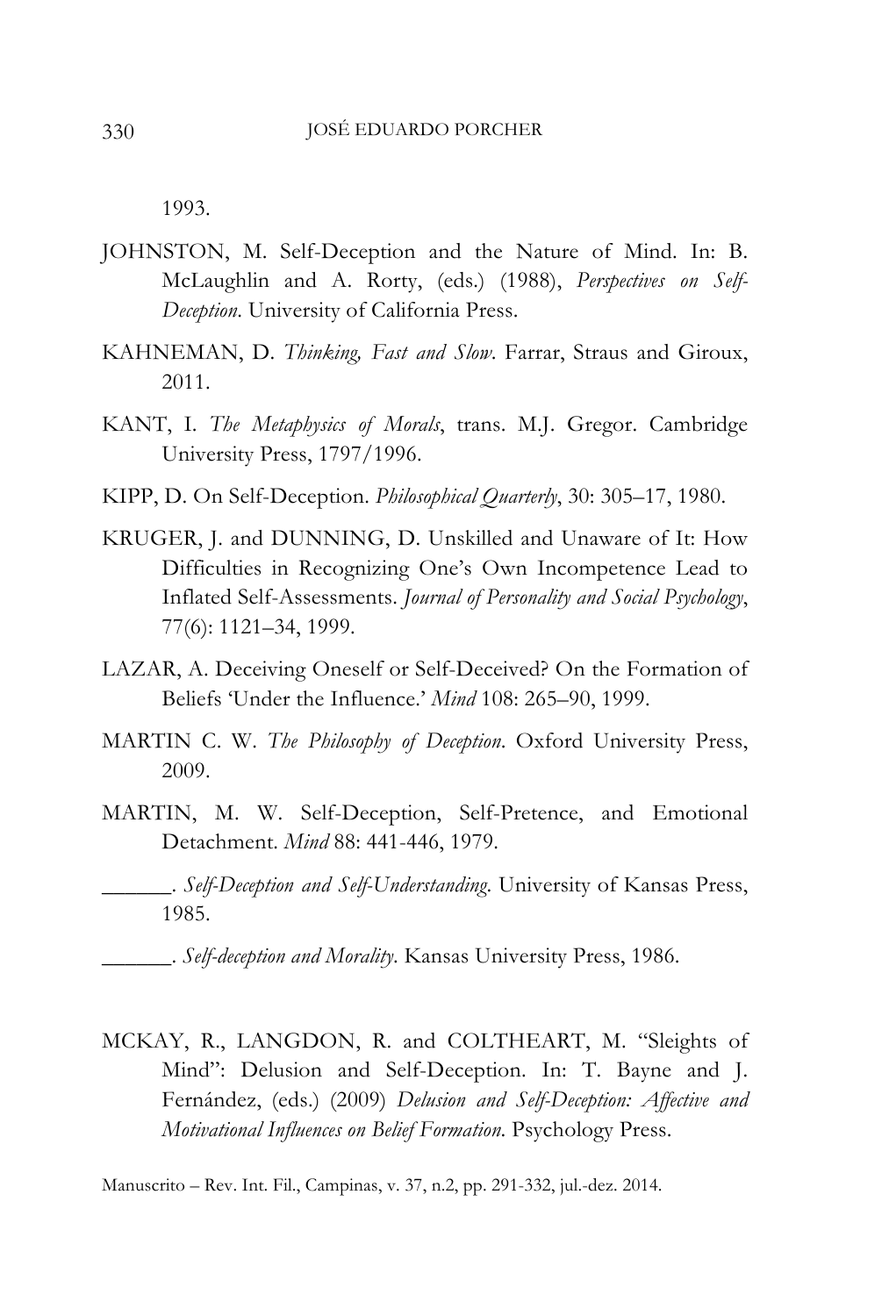1993.

JOHNSTON, M. Self-Deception and the Nature of Mind. In: B. McLaughlin and A. Rorty, (eds.) (1988), *Perspectives on Self-Deception*. University of California Press.

KAHNEMAN, D. *Thinking, Fast and Slow*. Farrar, Straus and Giroux, 2011.

KANT, I. *The Metaphysics of Morals*, trans. M.J. Gregor. Cambridge University Press, 1797/1996.

KIPP, D. On Self-Deception. *Philosophical Quarterly*, 30: 305–17, 1980.

KRUGER, J. and DUNNING, D. Unskilled and Unaware of It: How Difficulties in Recognizing One's Own Incompetence Lead to Inflated Self-Assessments. *Journal of Personality and Social Psychology*, 77(6): 1121–34, 1999.

LAZAR, A. Deceiving Oneself or Self-Deceived? On the Formation of Beliefs 'Under the Influence.' *Mind* 108: 265–90, 1999.

MARTIN C. W. *The Philosophy of Deception*. Oxford University Press, 2009.

MARTIN, M. W. Self-Deception, Self-Pretence, and Emotional Detachment. *Mind* 88: 441-446, 1979.

______. *Self-Deception and Self-Understanding*. University of Kansas Press, 1985.

______. *Self-deception and Morality*. Kansas University Press, 1986.

MCKAY, R., LANGDON, R. and COLTHEART, M. "Sleights of Mind": Delusion and Self-Deception. In: T. Bayne and J. Fernández, (eds.) (2009) *Delusion and Self-Deception: Affective and Motivational Influences on Belief Formation*. Psychology Press.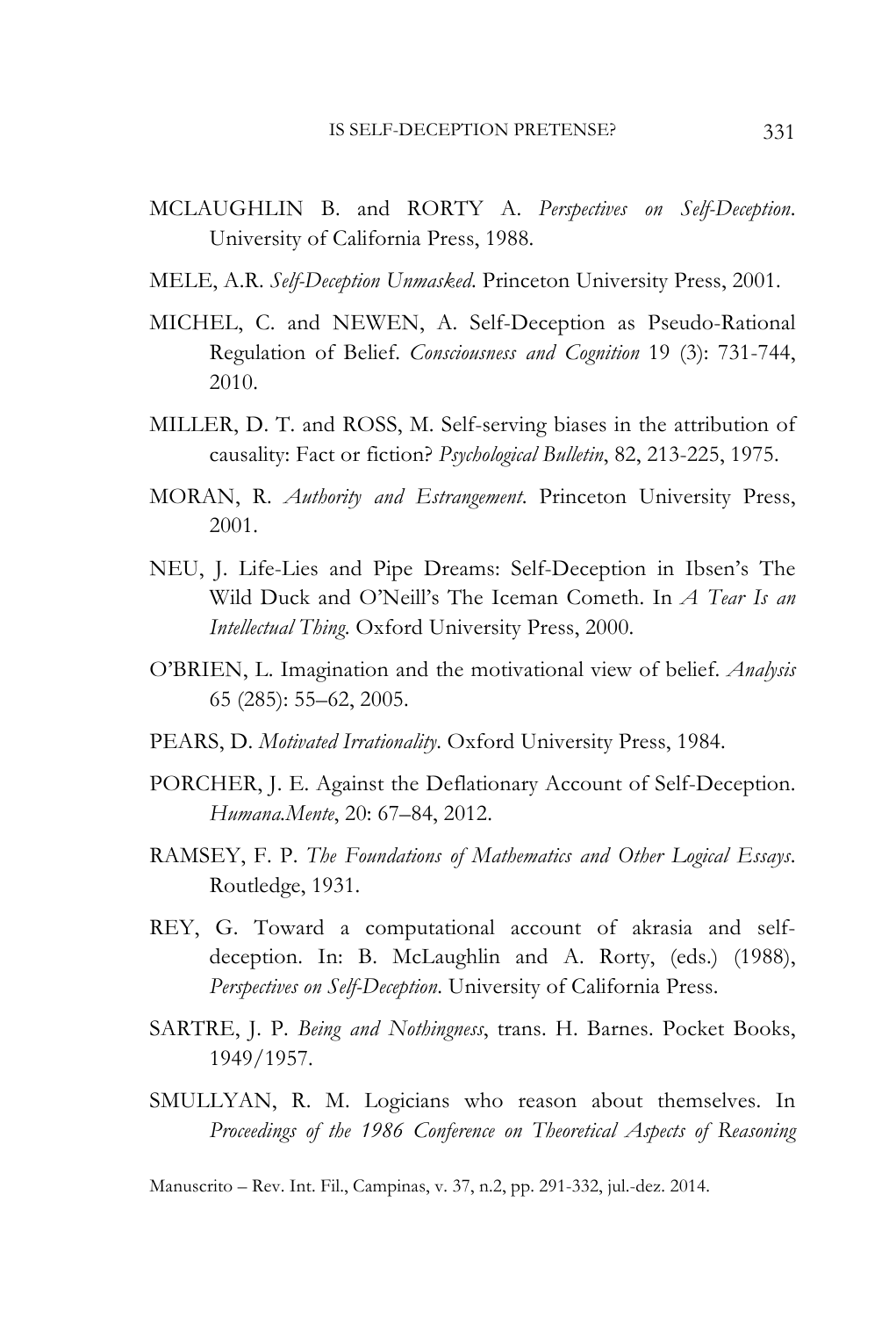MCLAUGHLIN B. and RORTY A. *Perspectives on Self-Deception*. University of California Press, 1988.

MELE, A.R. *Self-Deception Unmasked*. Princeton University Press, 2001.

MICHEL, C. and NEWEN, A. Self-Deception as Pseudo-Rational Regulation of Belief. *Consciousness and Cognition* 19 (3): 731-744, 2010.

MILLER, D. T. and ROSS, M. Self-serving biases in the attribution of causality: Fact or fiction? *Psychological Bulletin*, 82, 213-225, 1975.

MORAN, R. *Authority and Estrangement*. Princeton University Press, 2001.

NEU, J. Life-Lies and Pipe Dreams: Self-Deception in Ibsen's The Wild Duck and O'Neill's The Iceman Cometh. In *A Tear Is an Intellectual Thing*. Oxford University Press, 2000.

O'BRIEN, L. Imagination and the motivational view of belief. *Analysis* 65 (285): 55–62, 2005.

PEARS, D. *Motivated Irrationality*. Oxford University Press, 1984.

PORCHER, J. E. Against the Deflationary Account of Self-Deception. *Humana.Mente*, 20: 67–84, 2012.

RAMSEY, F. P. *The Foundations of Mathematics and Other Logical Essays*. Routledge, 1931.

REY, G. Toward a computational account of akrasia and self-deception. In: B. McLaughlin and A. Rorty, (eds.) (1988), *Perspectives on Self-Deception*. University of California Press.

SARTRE, J. P. *Being and Nothingness*, trans. H. Barnes. Pocket Books, 1949/1957.

SMULLYAN, R. M. Logicians who reason about themselves. In *Proceedings of the 1986 Conference on Theoretical Aspects of Reasoning*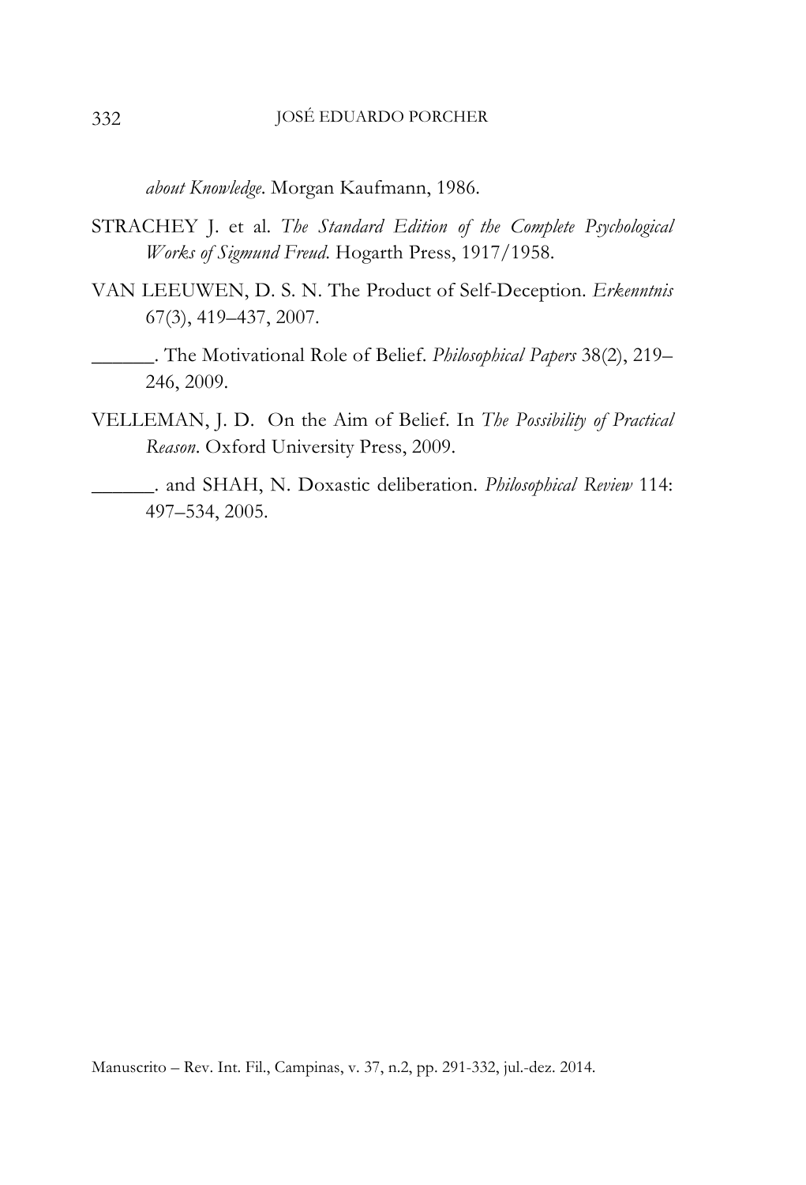*about Knowledge*. Morgan Kaufmann, 1986.

STRACHEY J. et al. *The Standard Edition of the Complete Psychological Works of Sigmund Freud*. Hogarth Press, 1917/1958.

VAN LEEUWEN, D. S. N. The Product of Self-Deception. *Erkenntnis* 67(3), 419–437, 2007.

______. The Motivational Role of Belief. *Philosophical Papers* 38(2), 219–246, 2009.

VELLEMAN, J. D. On the Aim of Belief. In *The Possibility of Practical Reason*. Oxford University Press, 2009.

______. and SHAH, N. Doxastic deliberation. *Philosophical Review* 114: 497–534, 2005.